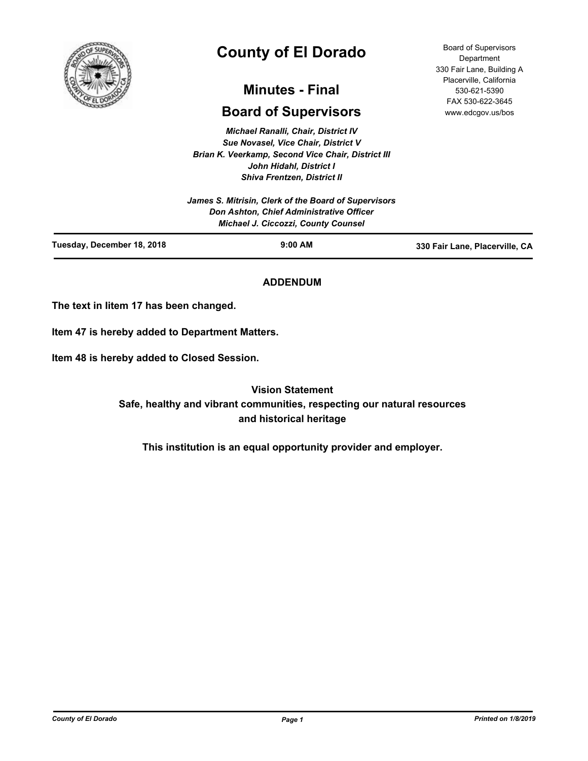# County of El Dorado

## Minutes - Final

## Board of Supervisors

Board of Supervisors Department
330 Fair Lane, Building A
Placerville, California
530-621-5390
FAX 530-622-3645
www.edcgov.us/bos

*Michael Ranalli, Chair, District IV*
*Sue Novasel, Vice Chair, District V*
*Brian K. Veerkamp, Second Vice Chair, District III*
*John Hidahl, District I*
*Shiva Frentzen, District II*

*James S. Mitrisin, Clerk of the Board of Supervisors*
*Don Ashton, Chief Administrative Officer*
*Michael J. Ciccozzi, County Counsel*

**Tuesday, December 18, 2018** | **9:00 AM** | **330 Fair Lane, Placerville, CA**

### ADDENDUM

**The text in Iitem 17 has been changed.**

**Item 47 is hereby added to Department Matters.**

**Item 48 is hereby added to Closed Session.**

**Vision Statement**
**Safe, healthy and vibrant communities, respecting our natural resources and historical heritage**

**This institution is an equal opportunity provider and employer.**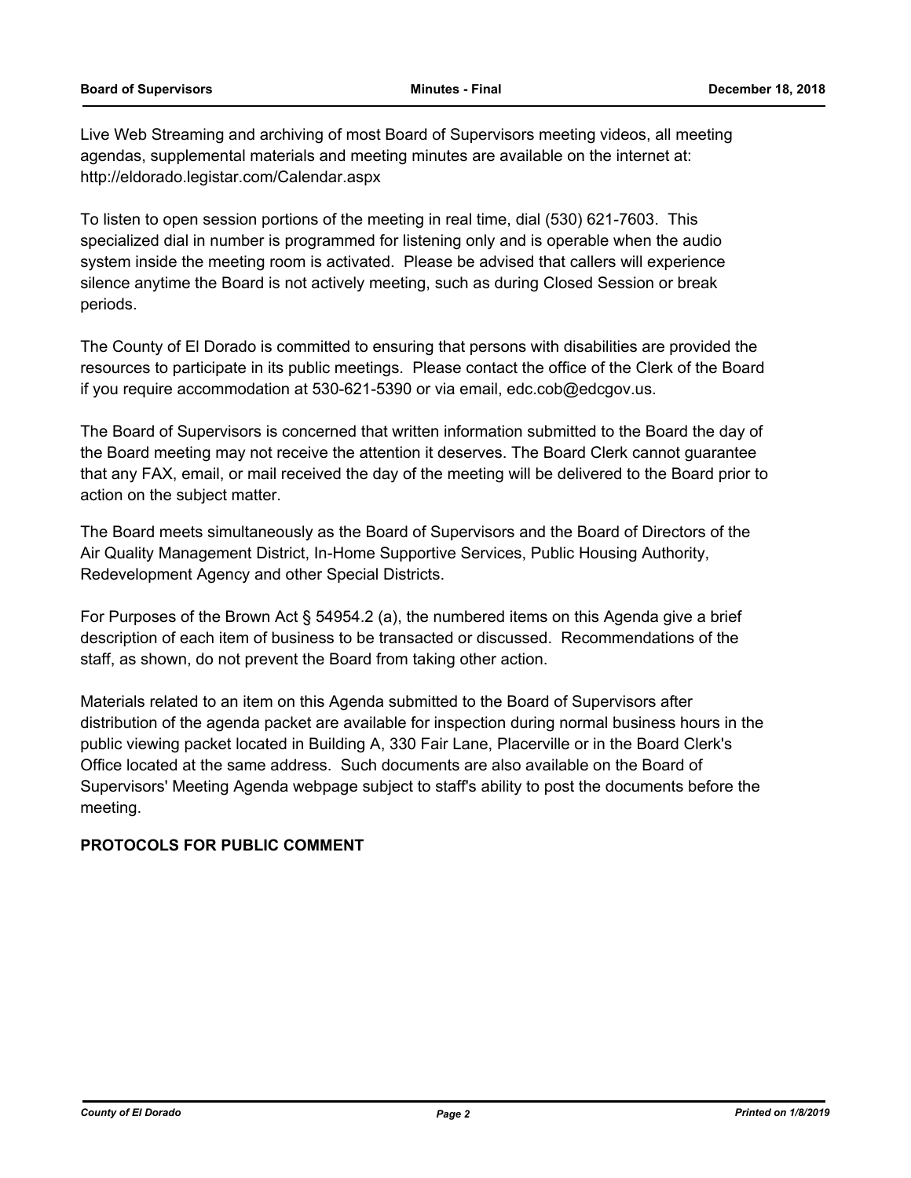Live Web Streaming and archiving of most Board of Supervisors meeting videos, all meeting agendas, supplemental materials and meeting minutes are available on the internet at: http://eldorado.legistar.com/Calendar.aspx

To listen to open session portions of the meeting in real time, dial (530) 621-7603. This specialized dial in number is programmed for listening only and is operable when the audio system inside the meeting room is activated. Please be advised that callers will experience silence anytime the Board is not actively meeting, such as during Closed Session or break periods.

The County of El Dorado is committed to ensuring that persons with disabilities are provided the resources to participate in its public meetings. Please contact the office of the Clerk of the Board if you require accommodation at 530-621-5390 or via email, edc.cob@edcgov.us.

The Board of Supervisors is concerned that written information submitted to the Board the day of the Board meeting may not receive the attention it deserves. The Board Clerk cannot guarantee that any FAX, email, or mail received the day of the meeting will be delivered to the Board prior to action on the subject matter.

The Board meets simultaneously as the Board of Supervisors and the Board of Directors of the Air Quality Management District, In-Home Supportive Services, Public Housing Authority, Redevelopment Agency and other Special Districts.

For Purposes of the Brown Act § 54954.2 (a), the numbered items on this Agenda give a brief description of each item of business to be transacted or discussed. Recommendations of the staff, as shown, do not prevent the Board from taking other action.

Materials related to an item on this Agenda submitted to the Board of Supervisors after distribution of the agenda packet are available for inspection during normal business hours in the public viewing packet located in Building A, 330 Fair Lane, Placerville or in the Board Clerk's Office located at the same address. Such documents are also available on the Board of Supervisors' Meeting Agenda webpage subject to staff's ability to post the documents before the meeting.

**PROTOCOLS FOR PUBLIC COMMENT**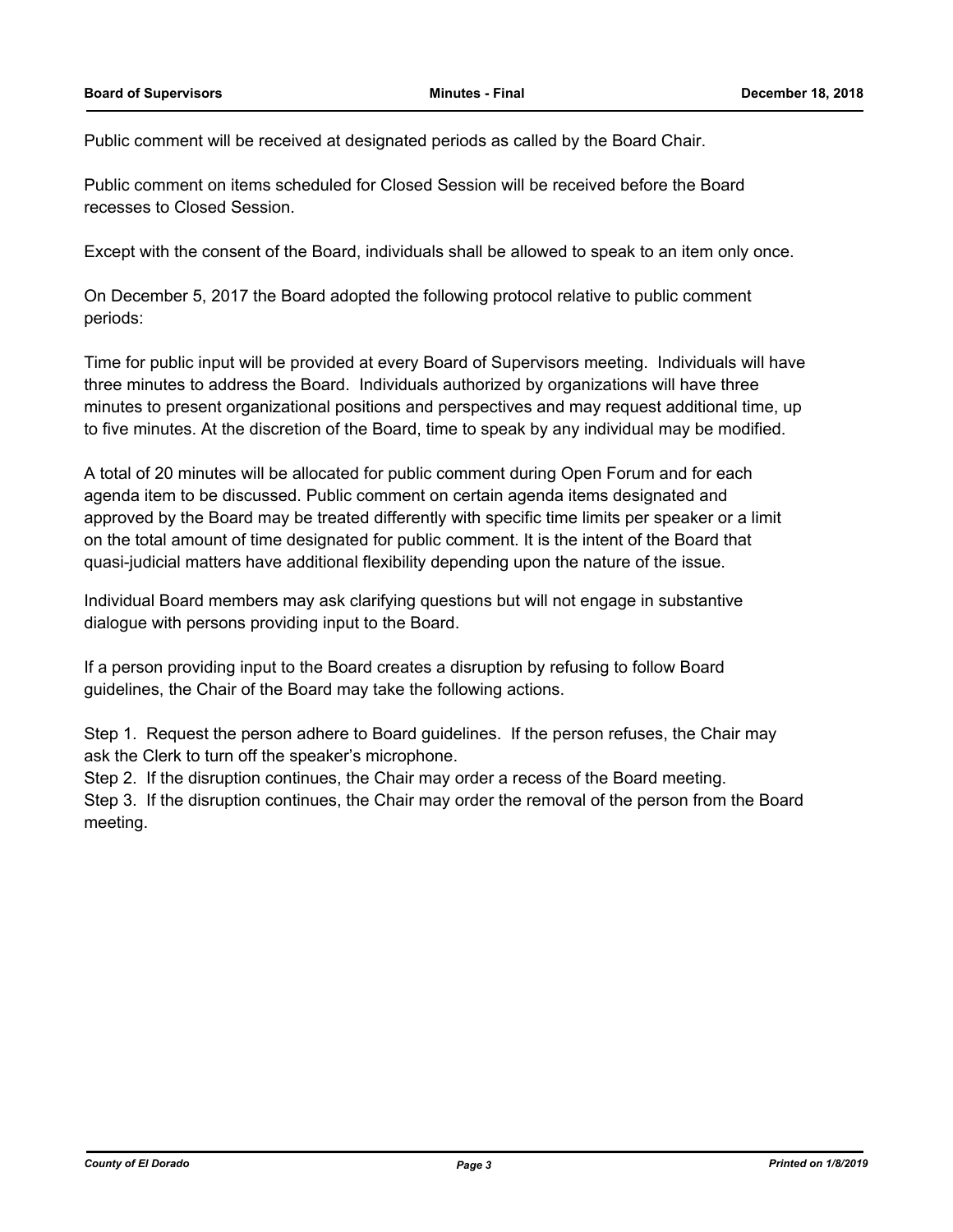Public comment will be received at designated periods as called by the Board Chair.

Public comment on items scheduled for Closed Session will be received before the Board recesses to Closed Session.

Except with the consent of the Board, individuals shall be allowed to speak to an item only once.

On December 5, 2017 the Board adopted the following protocol relative to public comment periods:

Time for public input will be provided at every Board of Supervisors meeting. Individuals will have three minutes to address the Board. Individuals authorized by organizations will have three minutes to present organizational positions and perspectives and may request additional time, up to five minutes. At the discretion of the Board, time to speak by any individual may be modified.

A total of 20 minutes will be allocated for public comment during Open Forum and for each agenda item to be discussed. Public comment on certain agenda items designated and approved by the Board may be treated differently with specific time limits per speaker or a limit on the total amount of time designated for public comment. It is the intent of the Board that quasi-judicial matters have additional flexibility depending upon the nature of the issue.

Individual Board members may ask clarifying questions but will not engage in substantive dialogue with persons providing input to the Board.

If a person providing input to the Board creates a disruption by refusing to follow Board guidelines, the Chair of the Board may take the following actions.

Step 1. Request the person adhere to Board guidelines. If the person refuses, the Chair may ask the Clerk to turn off the speaker's microphone.
Step 2. If the disruption continues, the Chair may order a recess of the Board meeting.
Step 3. If the disruption continues, the Chair may order the removal of the person from the Board meeting.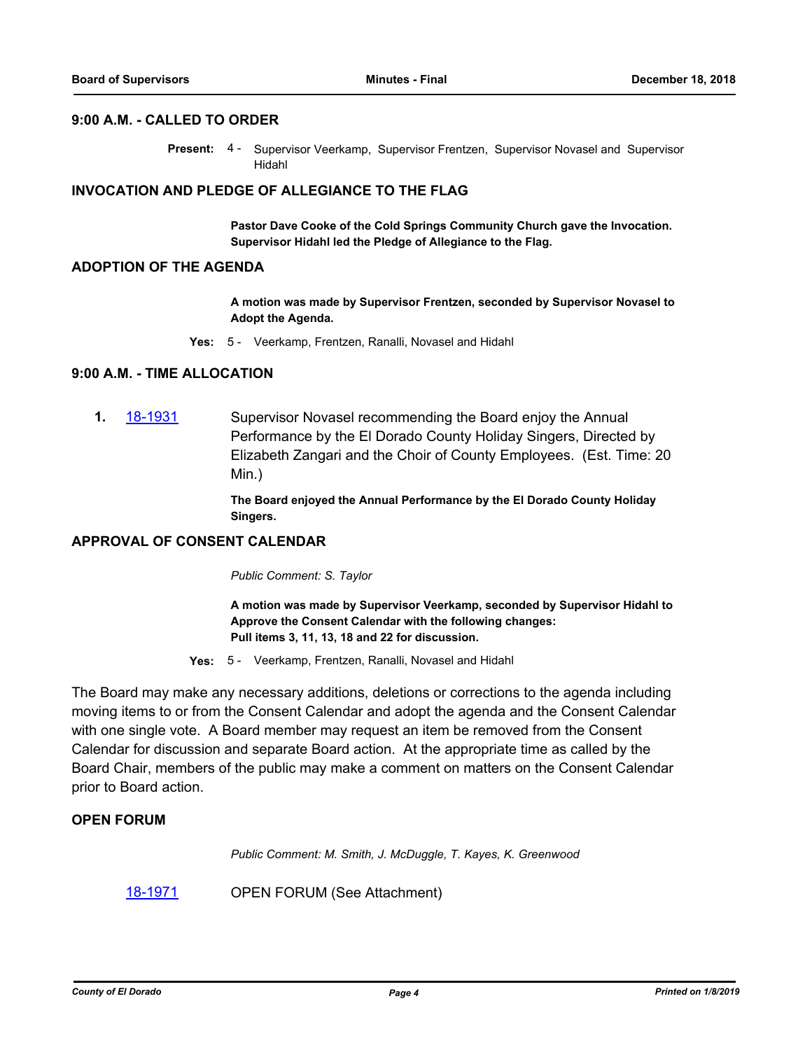## 9:00 A.M. - CALLED TO ORDER

**Present:** 4 - Supervisor Veerkamp, Supervisor Frentzen, Supervisor Novasel and Supervisor Hidahl

## INVOCATION AND PLEDGE OF ALLEGIANCE TO THE FLAG

**Pastor Dave Cooke of the Cold Springs Community Church gave the Invocation. Supervisor Hidahl led the Pledge of Allegiance to the Flag.**

## ADOPTION OF THE AGENDA

**A motion was made by Supervisor Frentzen, seconded by Supervisor Novasel to Adopt the Agenda.**

**Yes:** 5 - Veerkamp, Frentzen, Ranalli, Novasel and Hidahl

## 9:00 A.M. - TIME ALLOCATION

**1.** [18-1931] Supervisor Novasel recommending the Board enjoy the Annual Performance by the El Dorado County Holiday Singers, Directed by Elizabeth Zangari and the Choir of County Employees. (Est. Time: 20 Min.)

**The Board enjoyed the Annual Performance by the El Dorado County Holiday Singers.**

## APPROVAL OF CONSENT CALENDAR

*Public Comment: S. Taylor*

**A motion was made by Supervisor Veerkamp, seconded by Supervisor Hidahl to Approve the Consent Calendar with the following changes:**
**Pull items 3, 11, 13, 18 and 22 for discussion.**

**Yes:** 5 - Veerkamp, Frentzen, Ranalli, Novasel and Hidahl

The Board may make any necessary additions, deletions or corrections to the agenda including moving items to or from the Consent Calendar and adopt the agenda and the Consent Calendar with one single vote. A Board member may request an item be removed from the Consent Calendar for discussion and separate Board action. At the appropriate time as called by the Board Chair, members of the public may make a comment on matters on the Consent Calendar prior to Board action.

## OPEN FORUM

*Public Comment: M. Smith, J. McDuggle, T. Kayes, K. Greenwood*

[18-1971] OPEN FORUM (See Attachment)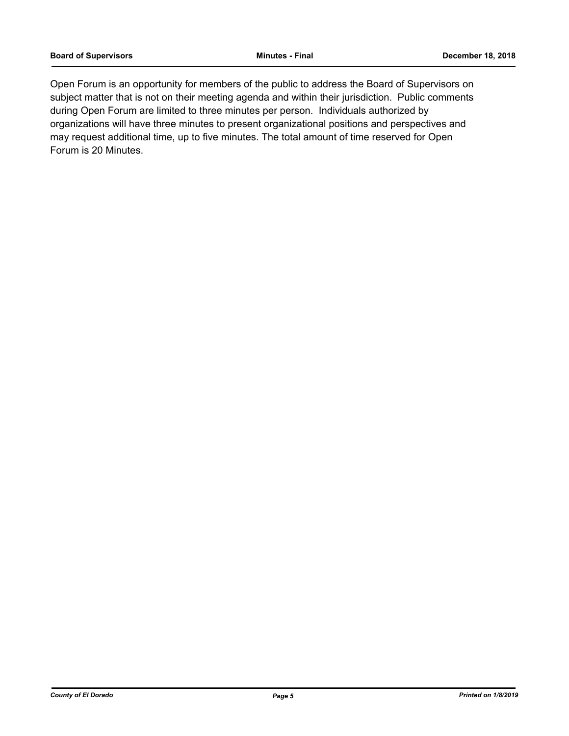Open Forum is an opportunity for members of the public to address the Board of Supervisors on subject matter that is not on their meeting agenda and within their jurisdiction.  Public comments during Open Forum are limited to three minutes per person.  Individuals authorized by organizations will have three minutes to present organizational positions and perspectives and may request additional time, up to five minutes. The total amount of time reserved for Open Forum is 20 Minutes.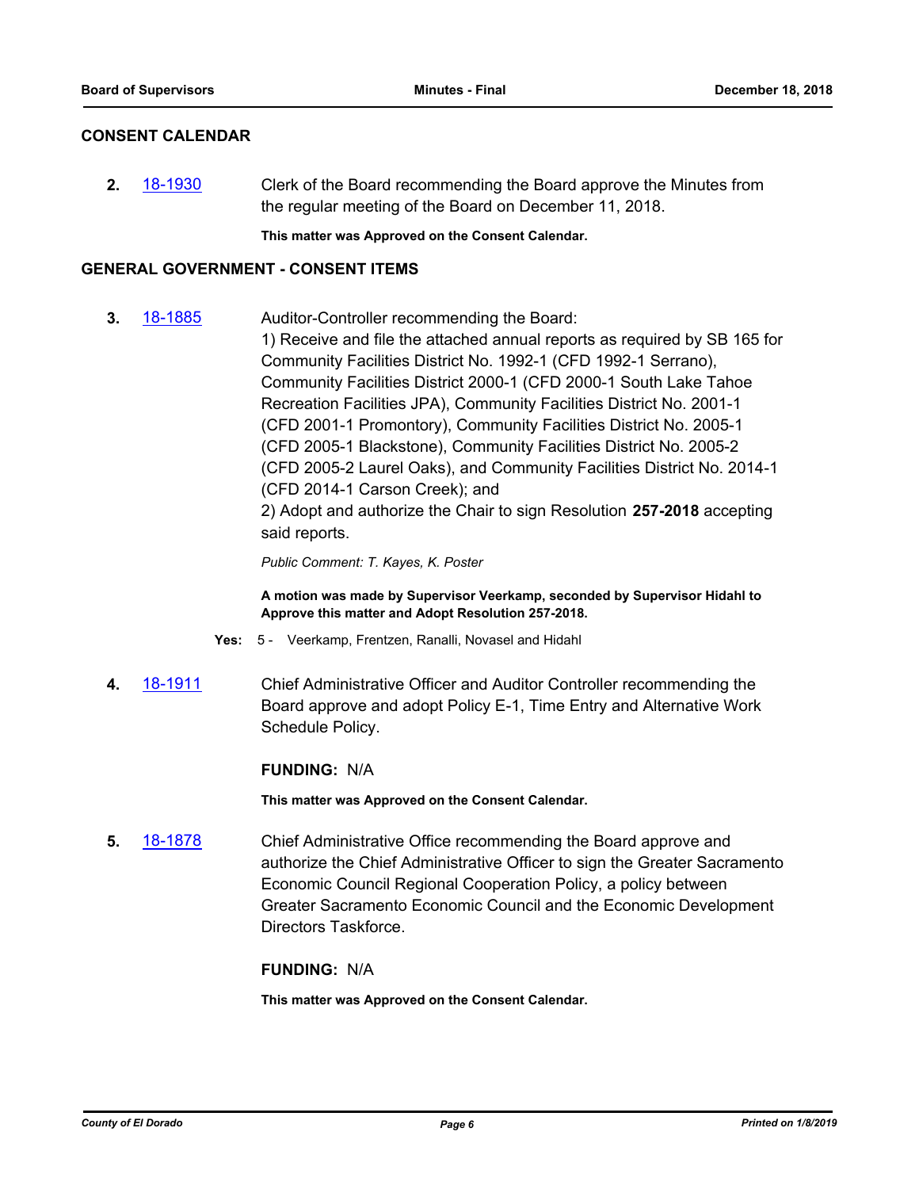## CONSENT CALENDAR

**2.** 18-1930 Clerk of the Board recommending the Board approve the Minutes from the regular meeting of the Board on December 11, 2018.

**This matter was Approved on the Consent Calendar.**

## GENERAL GOVERNMENT - CONSENT ITEMS

**3.** 18-1885 Auditor-Controller recommending the Board:
1) Receive and file the attached annual reports as required by SB 165 for Community Facilities District No. 1992-1 (CFD 1992-1 Serrano), Community Facilities District 2000-1 (CFD 2000-1 South Lake Tahoe Recreation Facilities JPA), Community Facilities District No. 2001-1 (CFD 2001-1 Promontory), Community Facilities District No. 2005-1 (CFD 2005-1 Blackstone), Community Facilities District No. 2005-2 (CFD 2005-2 Laurel Oaks), and Community Facilities District No. 2014-1 (CFD 2014-1 Carson Creek); and
2) Adopt and authorize the Chair to sign Resolution **257-2018** accepting said reports.

*Public Comment: T. Kayes, K. Poster*

**A motion was made by Supervisor Veerkamp, seconded by Supervisor Hidahl to Approve this matter and Adopt Resolution 257-2018.**

**Yes:** 5 - Veerkamp, Frentzen, Ranalli, Novasel and Hidahl

**4.** 18-1911 Chief Administrative Officer and Auditor Controller recommending the Board approve and adopt Policy E-1, Time Entry and Alternative Work Schedule Policy.

**FUNDING:** N/A

**This matter was Approved on the Consent Calendar.**

**5.** 18-1878 Chief Administrative Office recommending the Board approve and authorize the Chief Administrative Officer to sign the Greater Sacramento Economic Council Regional Cooperation Policy, a policy between Greater Sacramento Economic Council and the Economic Development Directors Taskforce.

**FUNDING:** N/A

**This matter was Approved on the Consent Calendar.**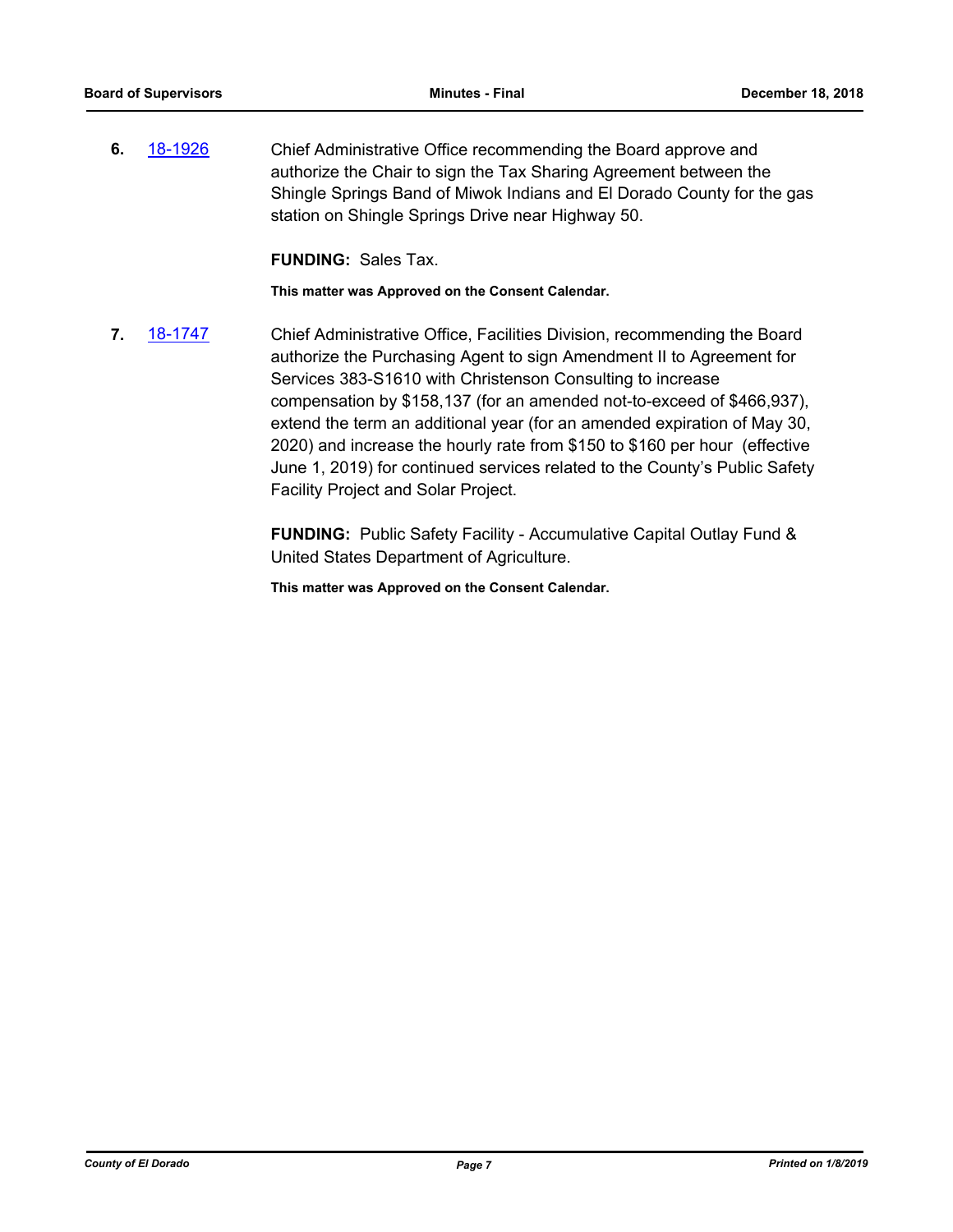**6.** [18-1926](18-1926) Chief Administrative Office recommending the Board approve and authorize the Chair to sign the Tax Sharing Agreement between the Shingle Springs Band of Miwok Indians and El Dorado County for the gas station on Shingle Springs Drive near Highway 50.

**FUNDING:** Sales Tax.

**This matter was Approved on the Consent Calendar.**

**7.** [18-1747](18-1747) Chief Administrative Office, Facilities Division, recommending the Board authorize the Purchasing Agent to sign Amendment II to Agreement for Services 383-S1610 with Christenson Consulting to increase compensation by $158,137 (for an amended not-to-exceed of $466,937), extend the term an additional year (for an amended expiration of May 30, 2020) and increase the hourly rate from $150 to $160 per hour (effective June 1, 2019) for continued services related to the County's Public Safety Facility Project and Solar Project.

**FUNDING:** Public Safety Facility - Accumulative Capital Outlay Fund & United States Department of Agriculture.

**This matter was Approved on the Consent Calendar.**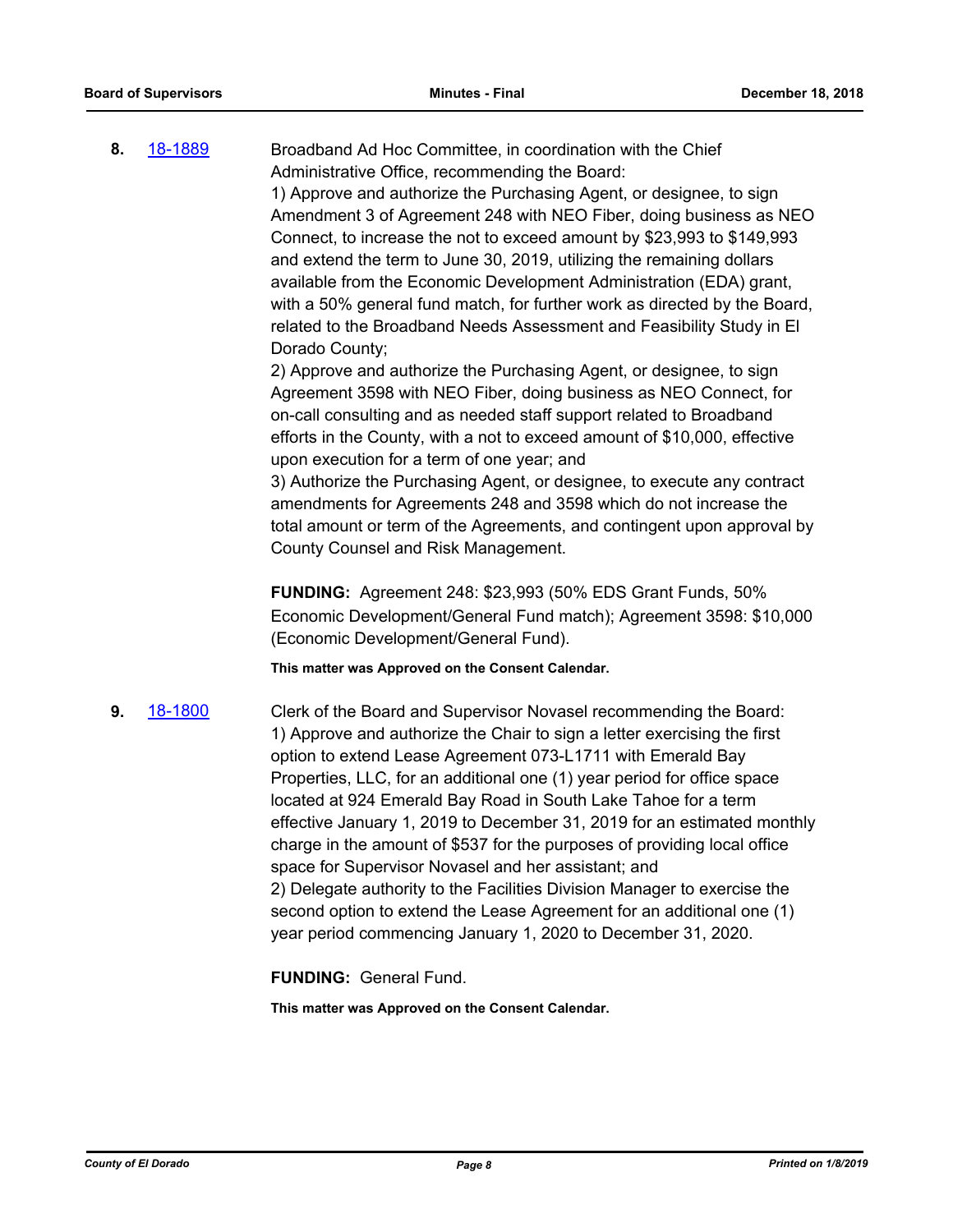**8.** 18-1889 Broadband Ad Hoc Committee, in coordination with the Chief Administrative Office, recommending the Board:

1) Approve and authorize the Purchasing Agent, or designee, to sign Amendment 3 of Agreement 248 with NEO Fiber, doing business as NEO Connect, to increase the not to exceed amount by $23,993 to $149,993 and extend the term to June 30, 2019, utilizing the remaining dollars available from the Economic Development Administration (EDA) grant, with a 50% general fund match, for further work as directed by the Board, related to the Broadband Needs Assessment and Feasibility Study in El Dorado County;

2) Approve and authorize the Purchasing Agent, or designee, to sign Agreement 3598 with NEO Fiber, doing business as NEO Connect, for on-call consulting and as needed staff support related to Broadband efforts in the County, with a not to exceed amount of $10,000, effective upon execution for a term of one year; and

3) Authorize the Purchasing Agent, or designee, to execute any contract amendments for Agreements 248 and 3598 which do not increase the total amount or term of the Agreements, and contingent upon approval by County Counsel and Risk Management.

**FUNDING:** Agreement 248: $23,993 (50% EDS Grant Funds, 50% Economic Development/General Fund match); Agreement 3598: $10,000 (Economic Development/General Fund).

**This matter was Approved on the Consent Calendar.**

**9.** 18-1800 Clerk of the Board and Supervisor Novasel recommending the Board:

1) Approve and authorize the Chair to sign a letter exercising the first option to extend Lease Agreement 073-L1711 with Emerald Bay Properties, LLC, for an additional one (1) year period for office space located at 924 Emerald Bay Road in South Lake Tahoe for a term effective January 1, 2019 to December 31, 2019 for an estimated monthly charge in the amount of $537 for the purposes of providing local office space for Supervisor Novasel and her assistant; and

2) Delegate authority to the Facilities Division Manager to exercise the second option to extend the Lease Agreement for an additional one (1) year period commencing January 1, 2020 to December 31, 2020.

**FUNDING:** General Fund.

**This matter was Approved on the Consent Calendar.**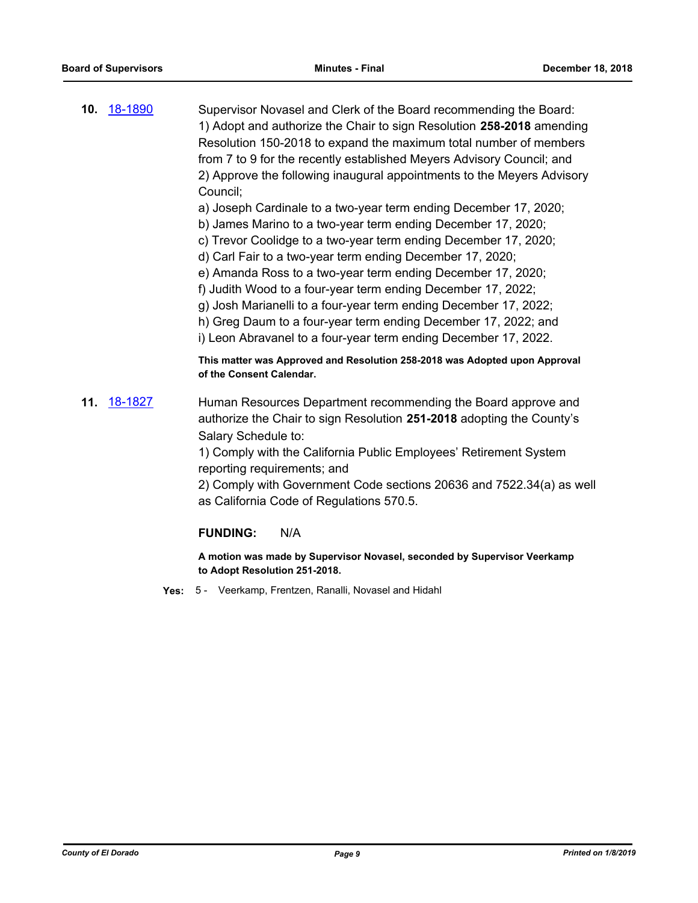**10.** 18-1890

Supervisor Novasel and Clerk of the Board recommending the Board:
1) Adopt and authorize the Chair to sign Resolution **258-2018** amending Resolution 150-2018 to expand the maximum total number of members from 7 to 9 for the recently established Meyers Advisory Council; and
2) Approve the following inaugural appointments to the Meyers Advisory Council;
a) Joseph Cardinale to a two-year term ending December 17, 2020;
b) James Marino to a two-year term ending December 17, 2020;
c) Trevor Coolidge to a two-year term ending December 17, 2020;
d) Carl Fair to a two-year term ending December 17, 2020;
e) Amanda Ross to a two-year term ending December 17, 2020;
f) Judith Wood to a four-year term ending December 17, 2022;
g) Josh Marianelli to a four-year term ending December 17, 2022;
h) Greg Daum to a four-year term ending December 17, 2022; and
i) Leon Abravanel to a four-year term ending December 17, 2022.

**This matter was Approved and Resolution 258-2018 was Adopted upon Approval of the Consent Calendar.**

**11.** 18-1827

Human Resources Department recommending the Board approve and authorize the Chair to sign Resolution **251-2018** adopting the County's Salary Schedule to:
1) Comply with the California Public Employees' Retirement System reporting requirements; and
2) Comply with Government Code sections 20636 and 7522.34(a) as well as California Code of Regulations 570.5.

**FUNDING:** N/A

**A motion was made by Supervisor Novasel, seconded by Supervisor Veerkamp to Adopt Resolution 251-2018.**

**Yes:** 5 - Veerkamp, Frentzen, Ranalli, Novasel and Hidahl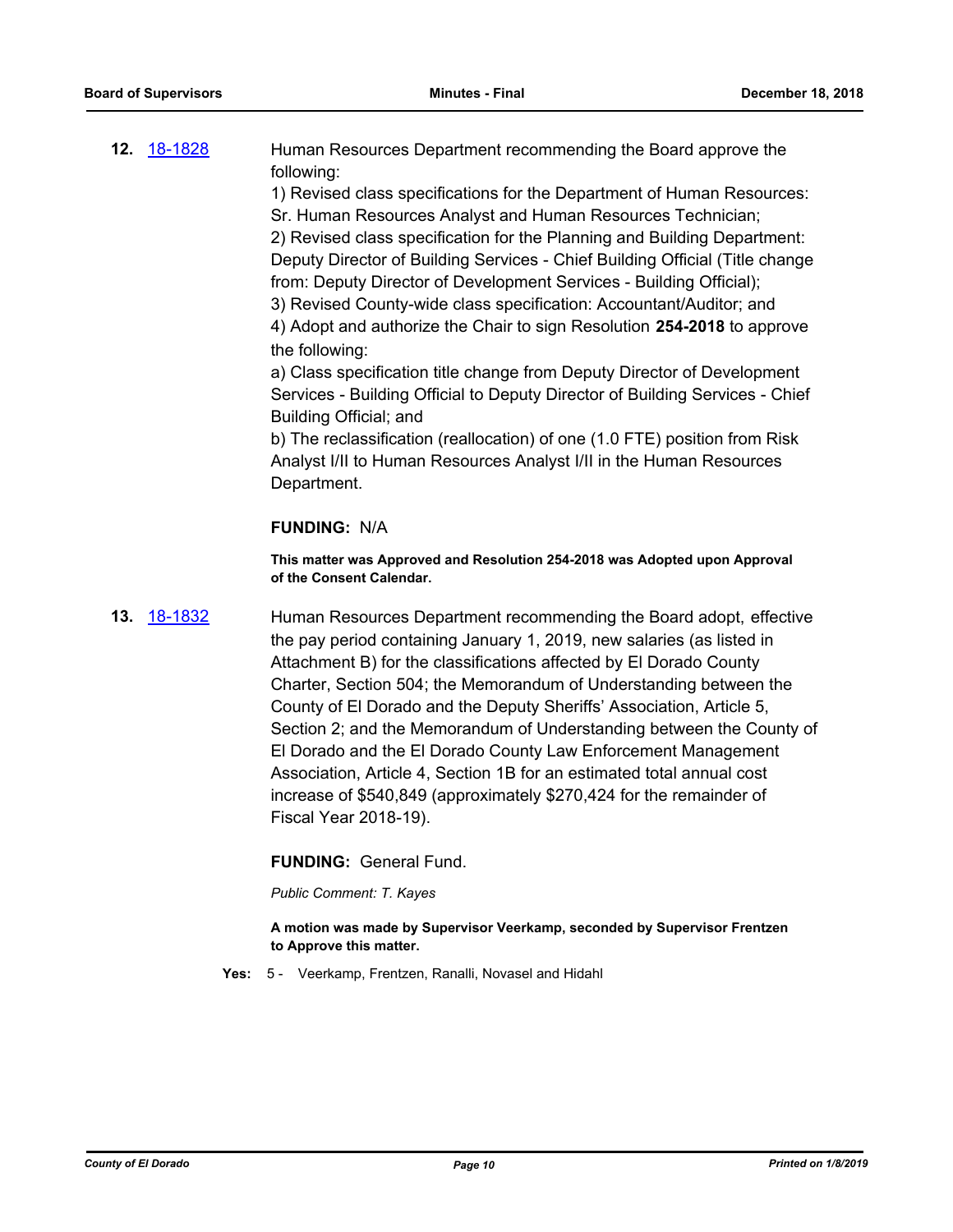**12.** 18-1828 Human Resources Department recommending the Board approve the following:

1) Revised class specifications for the Department of Human Resources: Sr. Human Resources Analyst and Human Resources Technician;
2) Revised class specification for the Planning and Building Department: Deputy Director of Building Services - Chief Building Official (Title change from: Deputy Director of Development Services - Building Official);
3) Revised County-wide class specification: Accountant/Auditor; and
4) Adopt and authorize the Chair to sign Resolution **254-2018** to approve the following:
a) Class specification title change from Deputy Director of Development Services - Building Official to Deputy Director of Building Services - Chief Building Official; and
b) The reclassification (reallocation) of one (1.0 FTE) position from Risk Analyst I/II to Human Resources Analyst I/II in the Human Resources Department.

**FUNDING:** N/A

**This matter was Approved and Resolution 254-2018 was Adopted upon Approval of the Consent Calendar.**

**13.** 18-1832 Human Resources Department recommending the Board adopt, effective the pay period containing January 1, 2019, new salaries (as listed in Attachment B) for the classifications affected by El Dorado County Charter, Section 504; the Memorandum of Understanding between the County of El Dorado and the Deputy Sheriffs' Association, Article 5, Section 2; and the Memorandum of Understanding between the County of El Dorado and the El Dorado County Law Enforcement Management Association, Article 4, Section 1B for an estimated total annual cost increase of $540,849 (approximately $270,424 for the remainder of Fiscal Year 2018-19).

**FUNDING:** General Fund.

*Public Comment: T. Kayes*

**A motion was made by Supervisor Veerkamp, seconded by Supervisor Frentzen to Approve this matter.**

**Yes:** 5 - Veerkamp, Frentzen, Ranalli, Novasel and Hidahl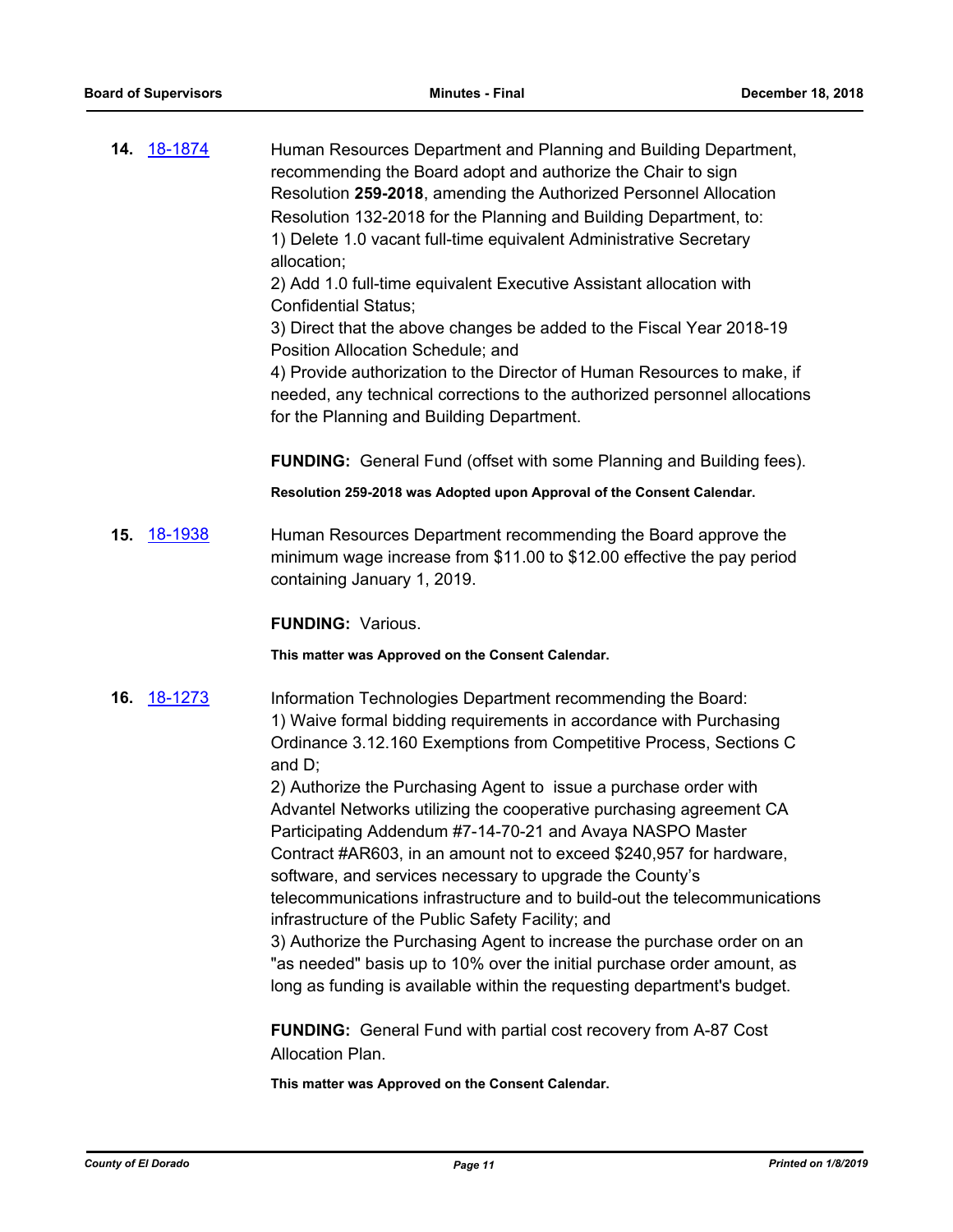**14.** [18-1874](18-1874)

Human Resources Department and Planning and Building Department, recommending the Board adopt and authorize the Chair to sign Resolution **259-2018**, amending the Authorized Personnel Allocation Resolution 132-2018 for the Planning and Building Department, to:
1) Delete 1.0 vacant full-time equivalent Administrative Secretary allocation;
2) Add 1.0 full-time equivalent Executive Assistant allocation with Confidential Status;
3) Direct that the above changes be added to the Fiscal Year 2018-19 Position Allocation Schedule; and
4) Provide authorization to the Director of Human Resources to make, if needed, any technical corrections to the authorized personnel allocations for the Planning and Building Department.

**FUNDING:** General Fund (offset with some Planning and Building fees).

**Resolution 259-2018 was Adopted upon Approval of the Consent Calendar.**

**15.** [18-1938](18-1938)

Human Resources Department recommending the Board approve the minimum wage increase from $11.00 to $12.00 effective the pay period containing January 1, 2019.

**FUNDING:** Various.

**This matter was Approved on the Consent Calendar.**

**16.** [18-1273](18-1273)

Information Technologies Department recommending the Board:
1) Waive formal bidding requirements in accordance with Purchasing Ordinance 3.12.160 Exemptions from Competitive Process, Sections C and D;
2) Authorize the Purchasing Agent to issue a purchase order with Advantel Networks utilizing the cooperative purchasing agreement CA Participating Addendum #7-14-70-21 and Avaya NASPO Master Contract #AR603, in an amount not to exceed $240,957 for hardware, software, and services necessary to upgrade the County's telecommunications infrastructure and to build-out the telecommunications infrastructure of the Public Safety Facility; and
3) Authorize the Purchasing Agent to increase the purchase order on an "as needed" basis up to 10% over the initial purchase order amount, as long as funding is available within the requesting department's budget.

**FUNDING:** General Fund with partial cost recovery from A-87 Cost Allocation Plan.

**This matter was Approved on the Consent Calendar.**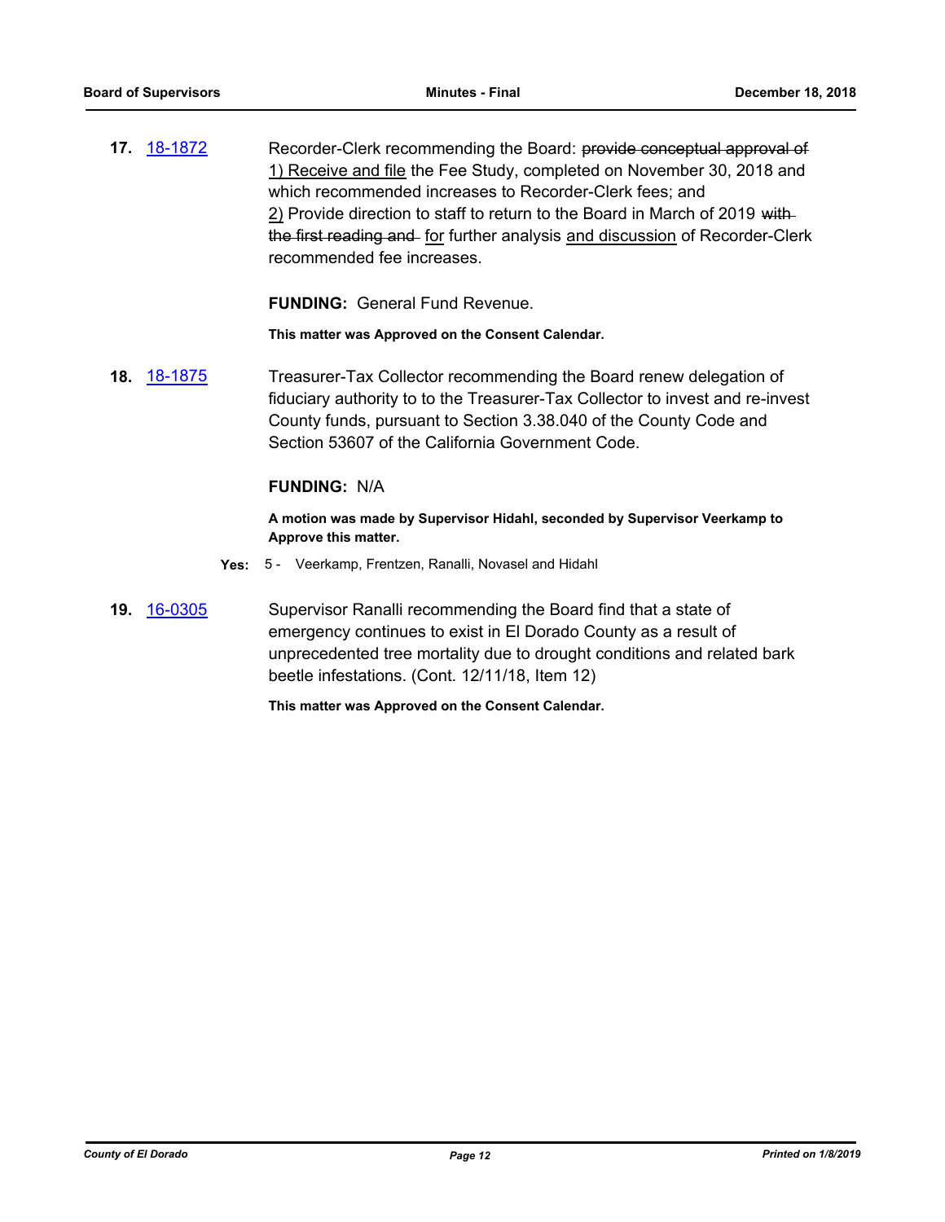**17.** [18-1872](18-1872)

Recorder-Clerk recommending the Board: ~~provide conceptual approval of~~ <u>1) Receive and file</u> the Fee Study, completed on November 30, 2018 and which recommended increases to Recorder-Clerk fees; and <u>2)</u> Provide direction to staff to return to the Board in March of 2019 ~~with the first reading and~~ <u>for</u> further analysis <u>and discussion</u> of Recorder-Clerk recommended fee increases.

**FUNDING:** General Fund Revenue.

**This matter was Approved on the Consent Calendar.**

**18.** [18-1875](18-1875)

Treasurer-Tax Collector recommending the Board renew delegation of fiduciary authority to to the Treasurer-Tax Collector to invest and re-invest County funds, pursuant to Section 3.38.040 of the County Code and Section 53607 of the California Government Code.

**FUNDING:** N/A

**A motion was made by Supervisor Hidahl, seconded by Supervisor Veerkamp to Approve this matter.**

**Yes:** 5 - Veerkamp, Frentzen, Ranalli, Novasel and Hidahl

**19.** [16-0305](16-0305)

Supervisor Ranalli recommending the Board find that a state of emergency continues to exist in El Dorado County as a result of unprecedented tree mortality due to drought conditions and related bark beetle infestations. (Cont. 12/11/18, Item 12)

**This matter was Approved on the Consent Calendar.**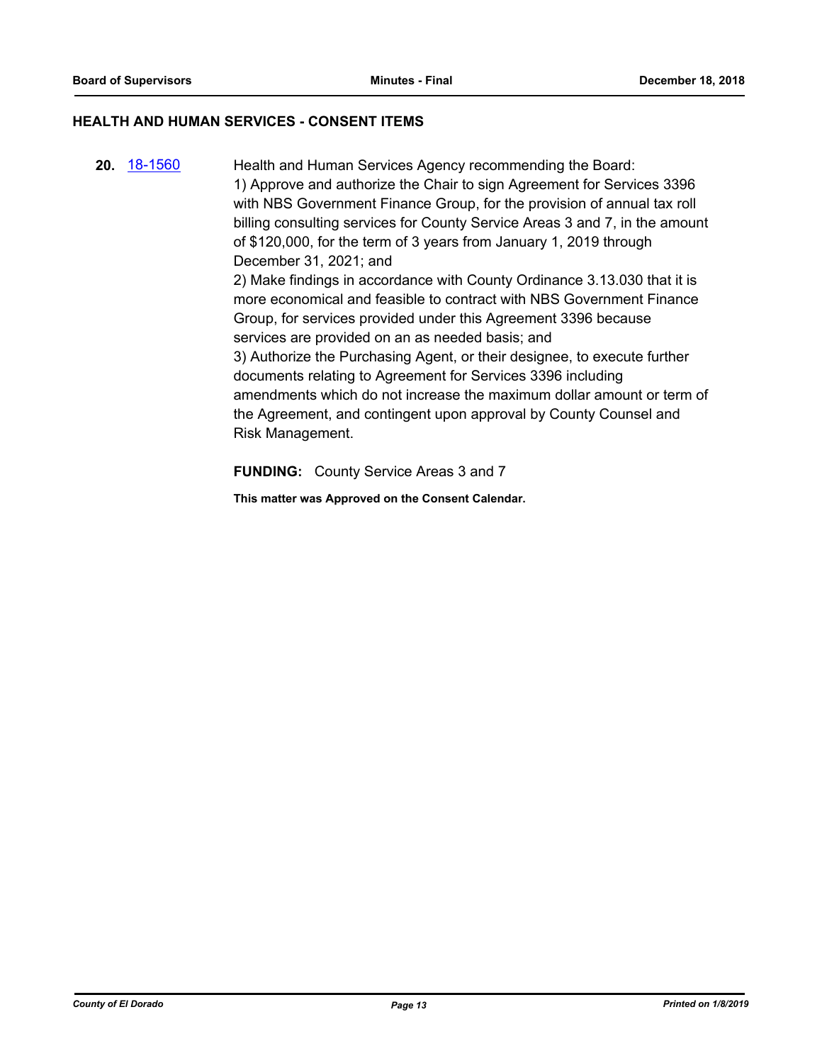## HEALTH AND HUMAN SERVICES - CONSENT ITEMS

**20.** 18-1560

Health and Human Services Agency recommending the Board:
1) Approve and authorize the Chair to sign Agreement for Services 3396 with NBS Government Finance Group, for the provision of annual tax roll billing consulting services for County Service Areas 3 and 7, in the amount of $120,000, for the term of 3 years from January 1, 2019 through December 31, 2021; and
2) Make findings in accordance with County Ordinance 3.13.030 that it is more economical and feasible to contract with NBS Government Finance Group, for services provided under this Agreement 3396 because services are provided on an as needed basis; and
3) Authorize the Purchasing Agent, or their designee, to execute further documents relating to Agreement for Services 3396 including amendments which do not increase the maximum dollar amount or term of the Agreement, and contingent upon approval by County Counsel and Risk Management.

**FUNDING:** County Service Areas 3 and 7

**This matter was Approved on the Consent Calendar.**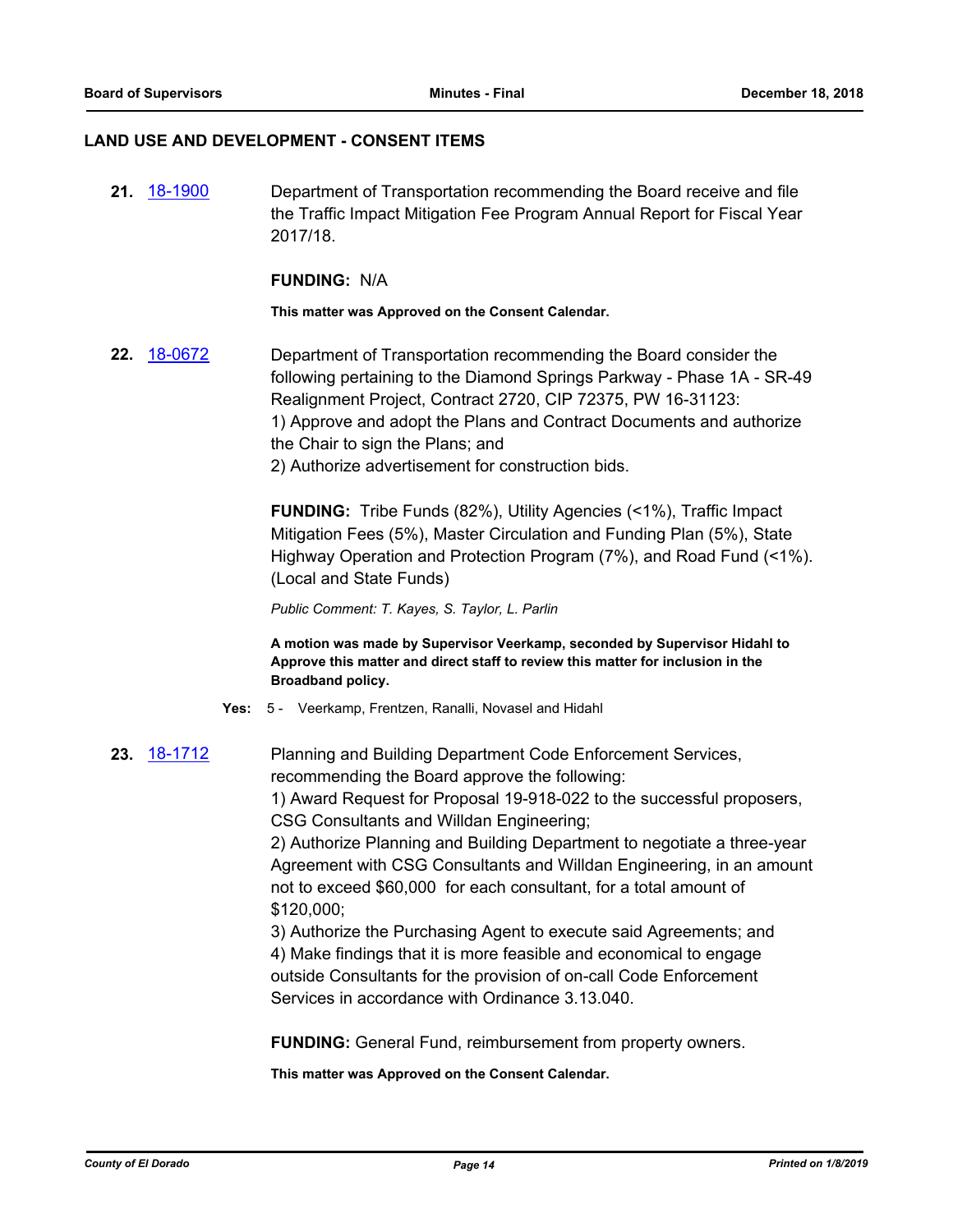## LAND USE AND DEVELOPMENT - CONSENT ITEMS

**21.** [18-1900](18-1900) Department of Transportation recommending the Board receive and file the Traffic Impact Mitigation Fee Program Annual Report for Fiscal Year 2017/18.

**FUNDING:** N/A

**This matter was Approved on the Consent Calendar.**

**22.** [18-0672](18-0672) Department of Transportation recommending the Board consider the following pertaining to the Diamond Springs Parkway - Phase 1A - SR-49 Realignment Project, Contract 2720, CIP 72375, PW 16-31123:
1) Approve and adopt the Plans and Contract Documents and authorize the Chair to sign the Plans; and
2) Authorize advertisement for construction bids.

**FUNDING:** Tribe Funds (82%), Utility Agencies (<1%), Traffic Impact Mitigation Fees (5%), Master Circulation and Funding Plan (5%), State Highway Operation and Protection Program (7%), and Road Fund (<1%). (Local and State Funds)

*Public Comment: T. Kayes, S. Taylor, L. Parlin*

**A motion was made by Supervisor Veerkamp, seconded by Supervisor Hidahl to Approve this matter and direct staff to review this matter for inclusion in the Broadband policy.**

**Yes:** 5 - Veerkamp, Frentzen, Ranalli, Novasel and Hidahl

**23.** [18-1712](18-1712) Planning and Building Department Code Enforcement Services, recommending the Board approve the following:
1) Award Request for Proposal 19-918-022 to the successful proposers, CSG Consultants and Willdan Engineering;
2) Authorize Planning and Building Department to negotiate a three-year Agreement with CSG Consultants and Willdan Engineering, in an amount not to exceed $60,000 for each consultant, for a total amount of $120,000;
3) Authorize the Purchasing Agent to execute said Agreements; and
4) Make findings that it is more feasible and economical to engage outside Consultants for the provision of on-call Code Enforcement Services in accordance with Ordinance 3.13.040.

**FUNDING:** General Fund, reimbursement from property owners.

**This matter was Approved on the Consent Calendar.**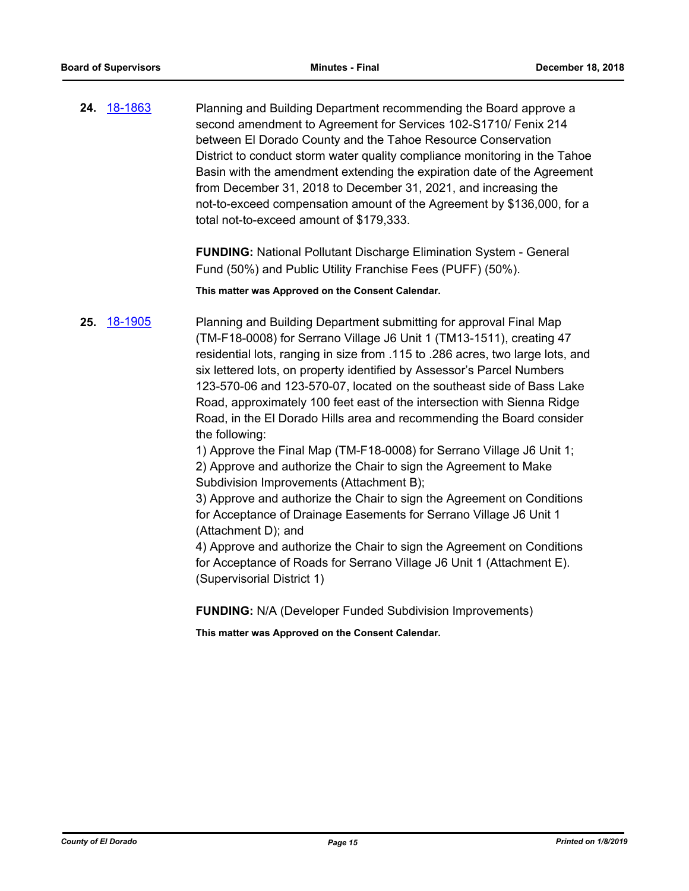**24.** 18-1863

Planning and Building Department recommending the Board approve a second amendment to Agreement for Services 102-S1710/ Fenix 214 between El Dorado County and the Tahoe Resource Conservation District to conduct storm water quality compliance monitoring in the Tahoe Basin with the amendment extending the expiration date of the Agreement from December 31, 2018 to December 31, 2021, and increasing the not-to-exceed compensation amount of the Agreement by $136,000, for a total not-to-exceed amount of $179,333.

**FUNDING:** National Pollutant Discharge Elimination System - General Fund (50%) and Public Utility Franchise Fees (PUFF) (50%).

**This matter was Approved on the Consent Calendar.**

**25.** 18-1905

Planning and Building Department submitting for approval Final Map (TM-F18-0008) for Serrano Village J6 Unit 1 (TM13-1511), creating 47 residential lots, ranging in size from .115 to .286 acres, two large lots, and six lettered lots, on property identified by Assessor's Parcel Numbers 123-570-06 and 123-570-07, located on the southeast side of Bass Lake Road, approximately 100 feet east of the intersection with Sienna Ridge Road, in the El Dorado Hills area and recommending the Board consider the following:

1) Approve the Final Map (TM-F18-0008) for Serrano Village J6 Unit 1;
2) Approve and authorize the Chair to sign the Agreement to Make Subdivision Improvements (Attachment B);
3) Approve and authorize the Chair to sign the Agreement on Conditions for Acceptance of Drainage Easements for Serrano Village J6 Unit 1 (Attachment D); and
4) Approve and authorize the Chair to sign the Agreement on Conditions for Acceptance of Roads for Serrano Village J6 Unit 1 (Attachment E).
(Supervisorial District 1)

**FUNDING:** N/A (Developer Funded Subdivision Improvements)

**This matter was Approved on the Consent Calendar.**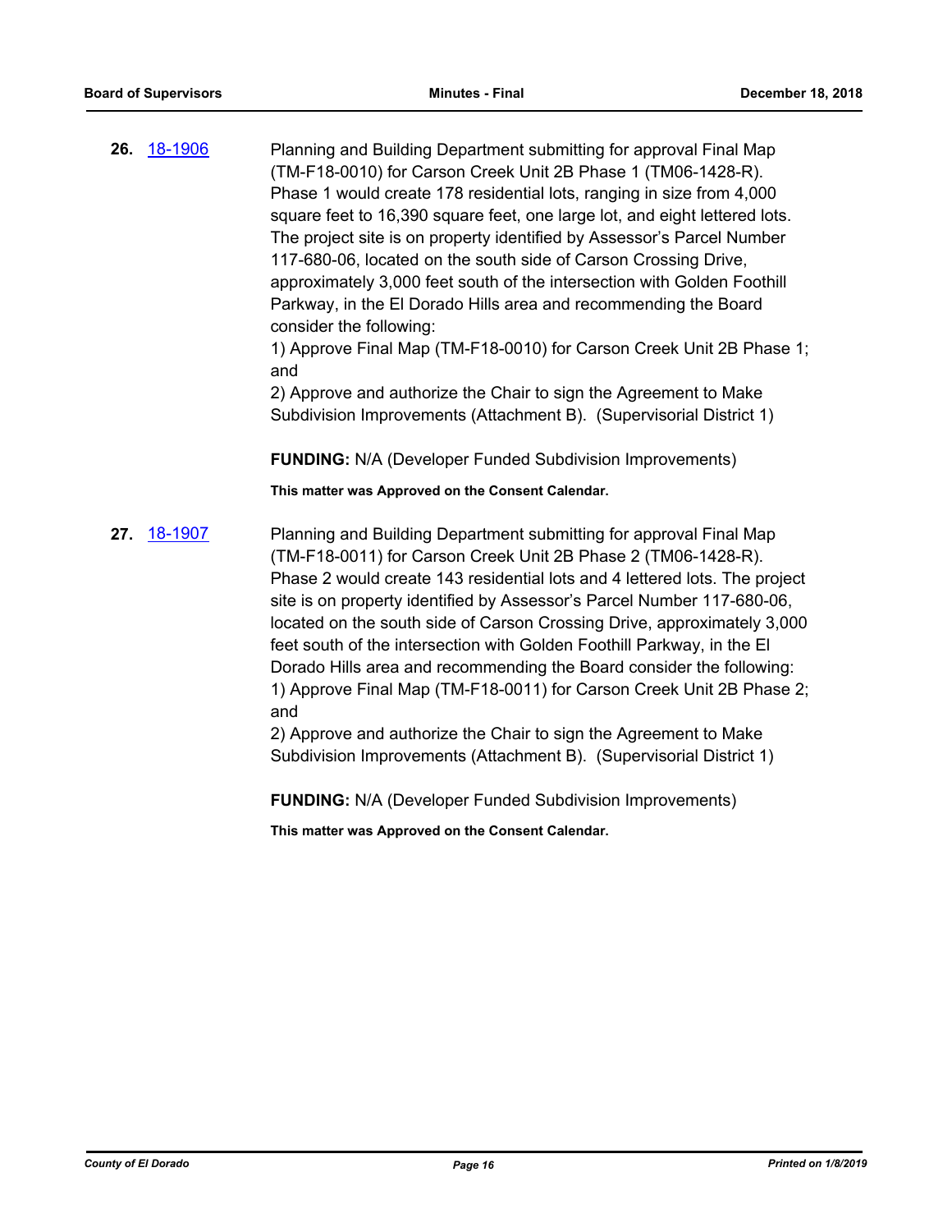**26.** 18-1906

Planning and Building Department submitting for approval Final Map (TM-F18-0010) for Carson Creek Unit 2B Phase 1 (TM06-1428-R). Phase 1 would create 178 residential lots, ranging in size from 4,000 square feet to 16,390 square feet, one large lot, and eight lettered lots. The project site is on property identified by Assessor's Parcel Number 117-680-06, located on the south side of Carson Crossing Drive, approximately 3,000 feet south of the intersection with Golden Foothill Parkway, in the El Dorado Hills area and recommending the Board consider the following:
1) Approve Final Map (TM-F18-0010) for Carson Creek Unit 2B Phase 1; and
2) Approve and authorize the Chair to sign the Agreement to Make Subdivision Improvements (Attachment B). (Supervisorial District 1)

**FUNDING:** N/A (Developer Funded Subdivision Improvements)

**This matter was Approved on the Consent Calendar.**

**27.** 18-1907

Planning and Building Department submitting for approval Final Map (TM-F18-0011) for Carson Creek Unit 2B Phase 2 (TM06-1428-R). Phase 2 would create 143 residential lots and 4 lettered lots. The project site is on property identified by Assessor's Parcel Number 117-680-06, located on the south side of Carson Crossing Drive, approximately 3,000 feet south of the intersection with Golden Foothill Parkway, in the El Dorado Hills area and recommending the Board consider the following:
1) Approve Final Map (TM-F18-0011) for Carson Creek Unit 2B Phase 2; and
2) Approve and authorize the Chair to sign the Agreement to Make Subdivision Improvements (Attachment B). (Supervisorial District 1)

**FUNDING:** N/A (Developer Funded Subdivision Improvements)

**This matter was Approved on the Consent Calendar.**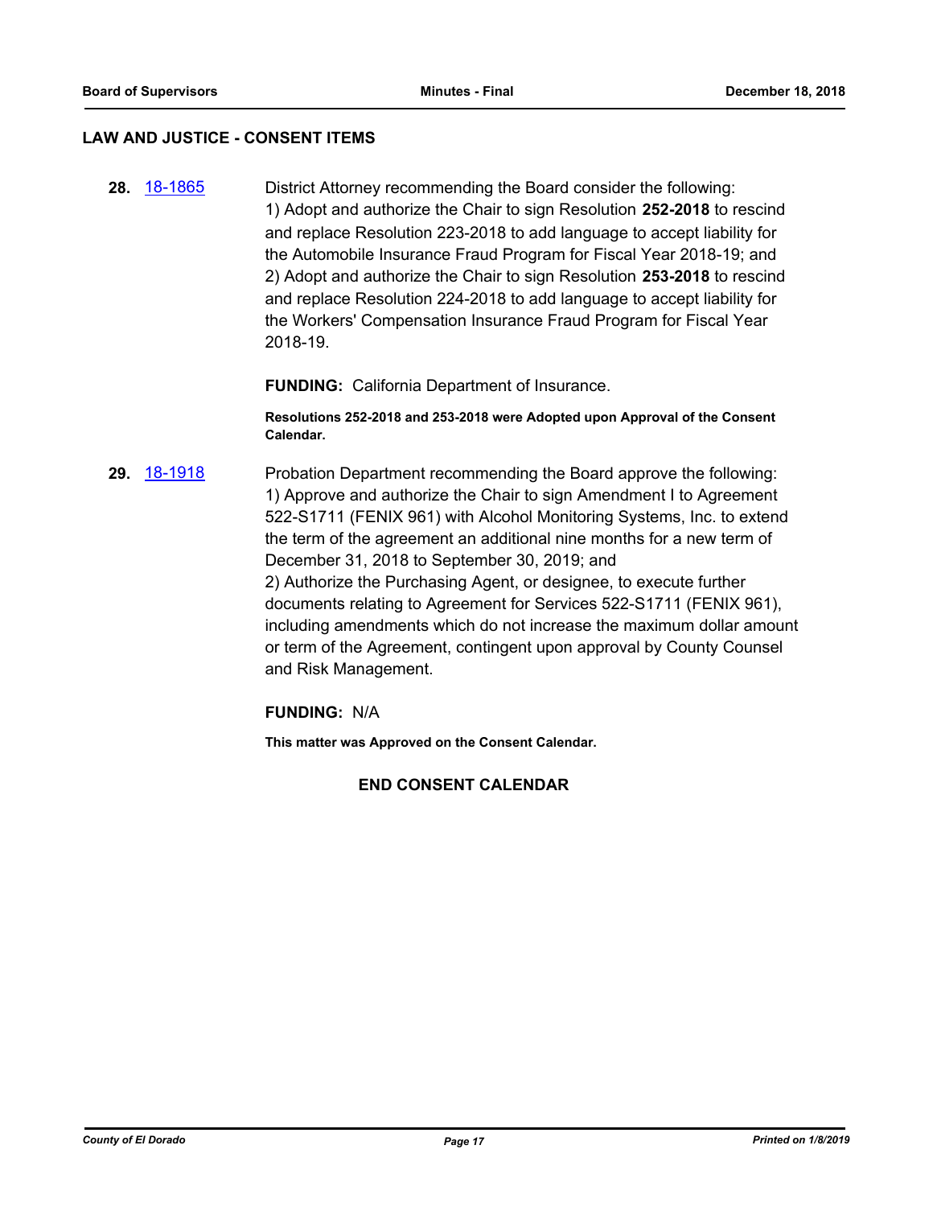## LAW AND JUSTICE - CONSENT ITEMS

**28.** 18-1865

District Attorney recommending the Board consider the following:
1) Adopt and authorize the Chair to sign Resolution **252-2018** to rescind and replace Resolution 223-2018 to add language to accept liability for the Automobile Insurance Fraud Program for Fiscal Year 2018-19; and
2) Adopt and authorize the Chair to sign Resolution **253-2018** to rescind and replace Resolution 224-2018 to add language to accept liability for the Workers' Compensation Insurance Fraud Program for Fiscal Year 2018-19.

**FUNDING:** California Department of Insurance.

**Resolutions 252-2018 and 253-2018 were Adopted upon Approval of the Consent Calendar.**

**29.** 18-1918

Probation Department recommending the Board approve the following:
1) Approve and authorize the Chair to sign Amendment I to Agreement 522-S1711 (FENIX 961) with Alcohol Monitoring Systems, Inc. to extend the term of the agreement an additional nine months for a new term of December 31, 2018 to September 30, 2019; and
2) Authorize the Purchasing Agent, or designee, to execute further documents relating to Agreement for Services 522-S1711 (FENIX 961), including amendments which do not increase the maximum dollar amount or term of the Agreement, contingent upon approval by County Counsel and Risk Management.

**FUNDING:** N/A

**This matter was Approved on the Consent Calendar.**

**END CONSENT CALENDAR**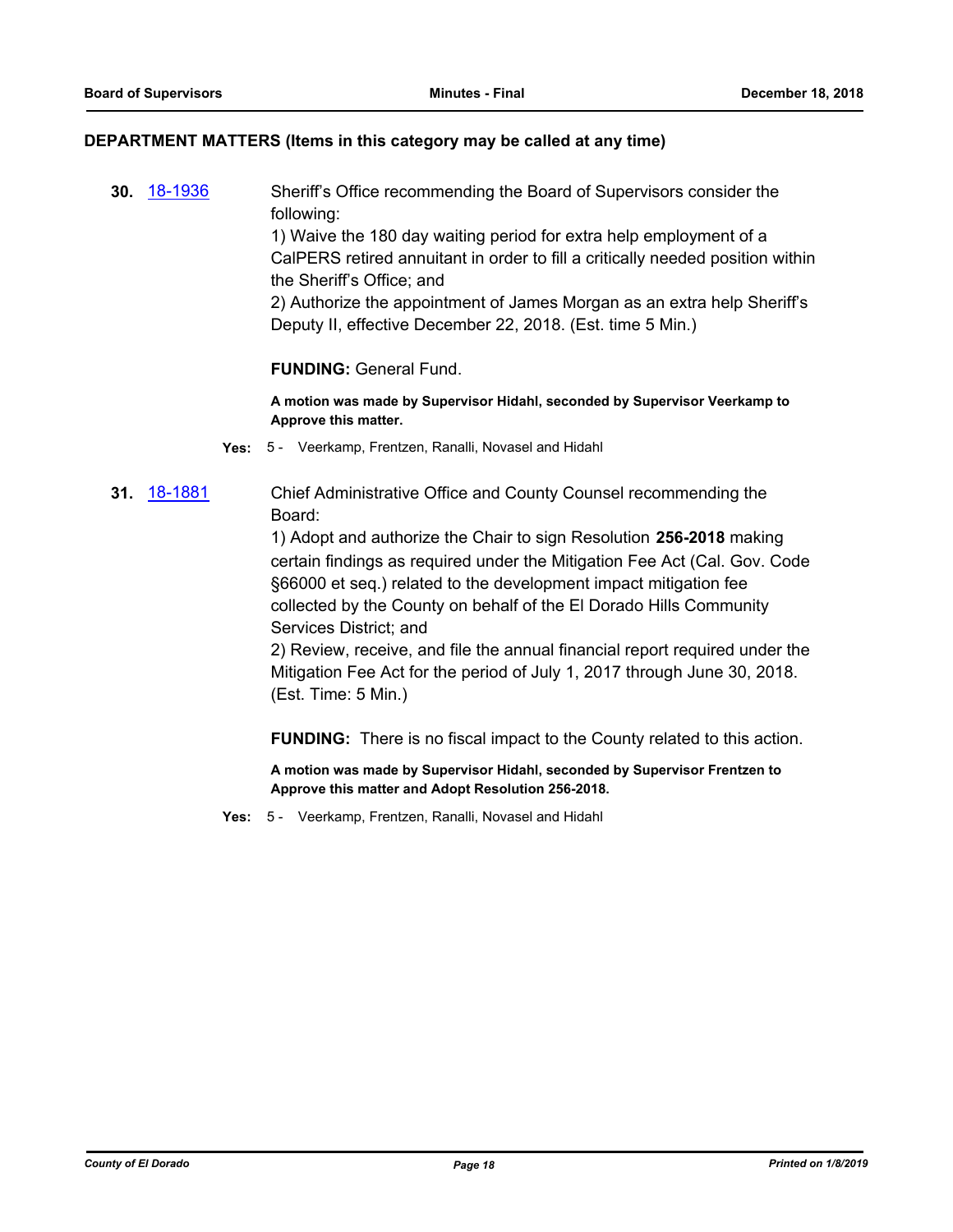## DEPARTMENT MATTERS (Items in this category may be called at any time)

**30.** 18-1936 Sheriff's Office recommending the Board of Supervisors consider the following:
1) Waive the 180 day waiting period for extra help employment of a CalPERS retired annuitant in order to fill a critically needed position within the Sheriff's Office; and
2) Authorize the appointment of James Morgan as an extra help Sheriff's Deputy II, effective December 22, 2018. (Est. time 5 Min.)

**FUNDING:** General Fund.

**A motion was made by Supervisor Hidahl, seconded by Supervisor Veerkamp to Approve this matter.**

**Yes:** 5 - Veerkamp, Frentzen, Ranalli, Novasel and Hidahl

**31.** 18-1881 Chief Administrative Office and County Counsel recommending the Board:
1) Adopt and authorize the Chair to sign Resolution **256-2018** making certain findings as required under the Mitigation Fee Act (Cal. Gov. Code §66000 et seq.) related to the development impact mitigation fee collected by the County on behalf of the El Dorado Hills Community Services District; and
2) Review, receive, and file the annual financial report required under the Mitigation Fee Act for the period of July 1, 2017 through June 30, 2018. (Est. Time: 5 Min.)

**FUNDING:** There is no fiscal impact to the County related to this action.

**A motion was made by Supervisor Hidahl, seconded by Supervisor Frentzen to Approve this matter and Adopt Resolution 256-2018.**

**Yes:** 5 - Veerkamp, Frentzen, Ranalli, Novasel and Hidahl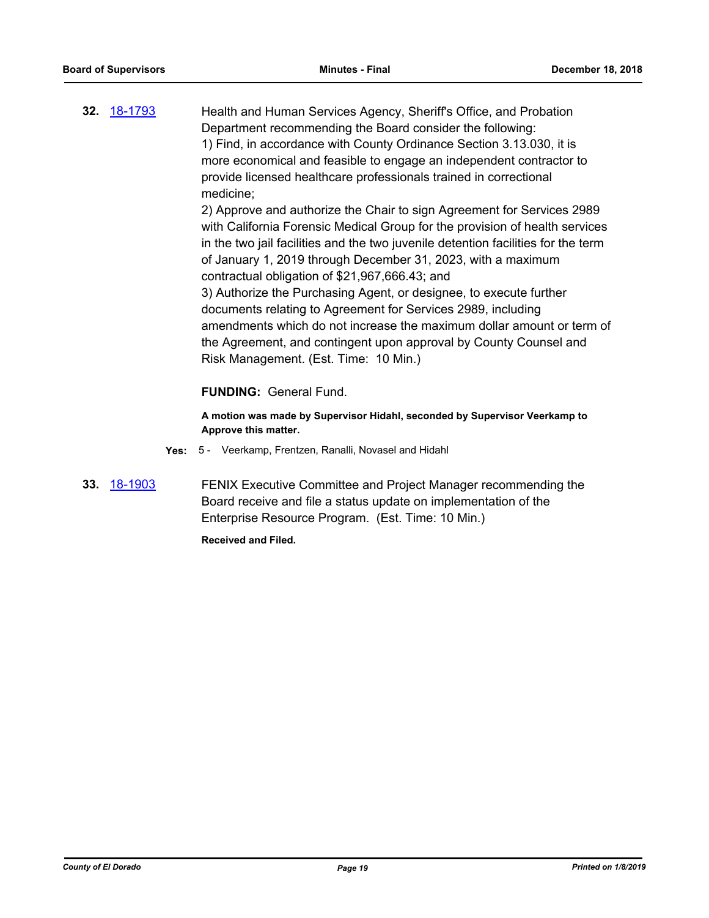**32.** 18-1793

Health and Human Services Agency, Sheriff's Office, and Probation Department recommending the Board consider the following:
1) Find, in accordance with County Ordinance Section 3.13.030, it is more economical and feasible to engage an independent contractor to provide licensed healthcare professionals trained in correctional medicine;
2) Approve and authorize the Chair to sign Agreement for Services 2989 with California Forensic Medical Group for the provision of health services in the two jail facilities and the two juvenile detention facilities for the term of January 1, 2019 through December 31, 2023, with a maximum contractual obligation of $21,967,666.43; and
3) Authorize the Purchasing Agent, or designee, to execute further documents relating to Agreement for Services 2989, including amendments which do not increase the maximum dollar amount or term of the Agreement, and contingent upon approval by County Counsel and Risk Management. (Est. Time: 10 Min.)

**FUNDING:** General Fund.

**A motion was made by Supervisor Hidahl, seconded by Supervisor Veerkamp to Approve this matter.**

**Yes:** 5 - Veerkamp, Frentzen, Ranalli, Novasel and Hidahl

**33.** 18-1903

FENIX Executive Committee and Project Manager recommending the Board receive and file a status update on implementation of the Enterprise Resource Program. (Est. Time: 10 Min.)

**Received and Filed.**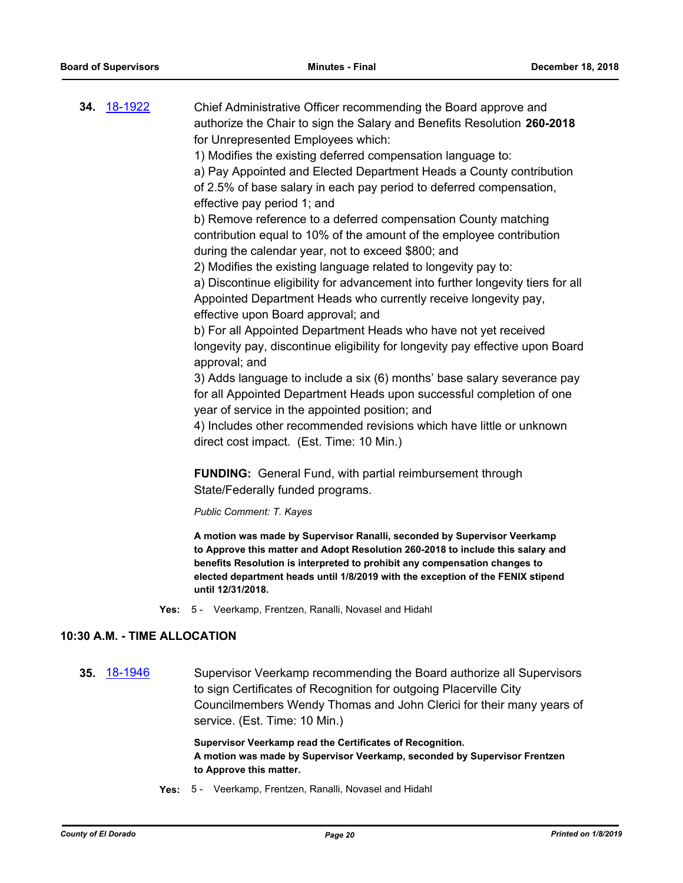**34.** 18-1922 Chief Administrative Officer recommending the Board approve and authorize the Chair to sign the Salary and Benefits Resolution **260-2018** for Unrepresented Employees which:

1) Modifies the existing deferred compensation language to:

a) Pay Appointed and Elected Department Heads a County contribution of 2.5% of base salary in each pay period to deferred compensation, effective pay period 1; and

b) Remove reference to a deferred compensation County matching contribution equal to 10% of the amount of the employee contribution during the calendar year, not to exceed $800; and

2) Modifies the existing language related to longevity pay to:

a) Discontinue eligibility for advancement into further longevity tiers for all Appointed Department Heads who currently receive longevity pay, effective upon Board approval; and

b) For all Appointed Department Heads who have not yet received longevity pay, discontinue eligibility for longevity pay effective upon Board approval; and

3) Adds language to include a six (6) months' base salary severance pay for all Appointed Department Heads upon successful completion of one year of service in the appointed position; and

4) Includes other recommended revisions which have little or unknown direct cost impact. (Est. Time: 10 Min.)

**FUNDING:** General Fund, with partial reimbursement through State/Federally funded programs.

*Public Comment: T. Kayes*

**A motion was made by Supervisor Ranalli, seconded by Supervisor Veerkamp to Approve this matter and Adopt Resolution 260-2018 to include this salary and benefits Resolution is interpreted to prohibit any compensation changes to elected department heads until 1/8/2019 with the exception of the FENIX stipend until 12/31/2018.**

**Yes:** 5 - Veerkamp, Frentzen, Ranalli, Novasel and Hidahl

## 10:30 A.M. - TIME ALLOCATION

**35.** 18-1946 Supervisor Veerkamp recommending the Board authorize all Supervisors to sign Certificates of Recognition for outgoing Placerville City Councilmembers Wendy Thomas and John Clerici for their many years of service. (Est. Time: 10 Min.)

**Supervisor Veerkamp read the Certificates of Recognition.**
**A motion was made by Supervisor Veerkamp, seconded by Supervisor Frentzen to Approve this matter.**

**Yes:** 5 - Veerkamp, Frentzen, Ranalli, Novasel and Hidahl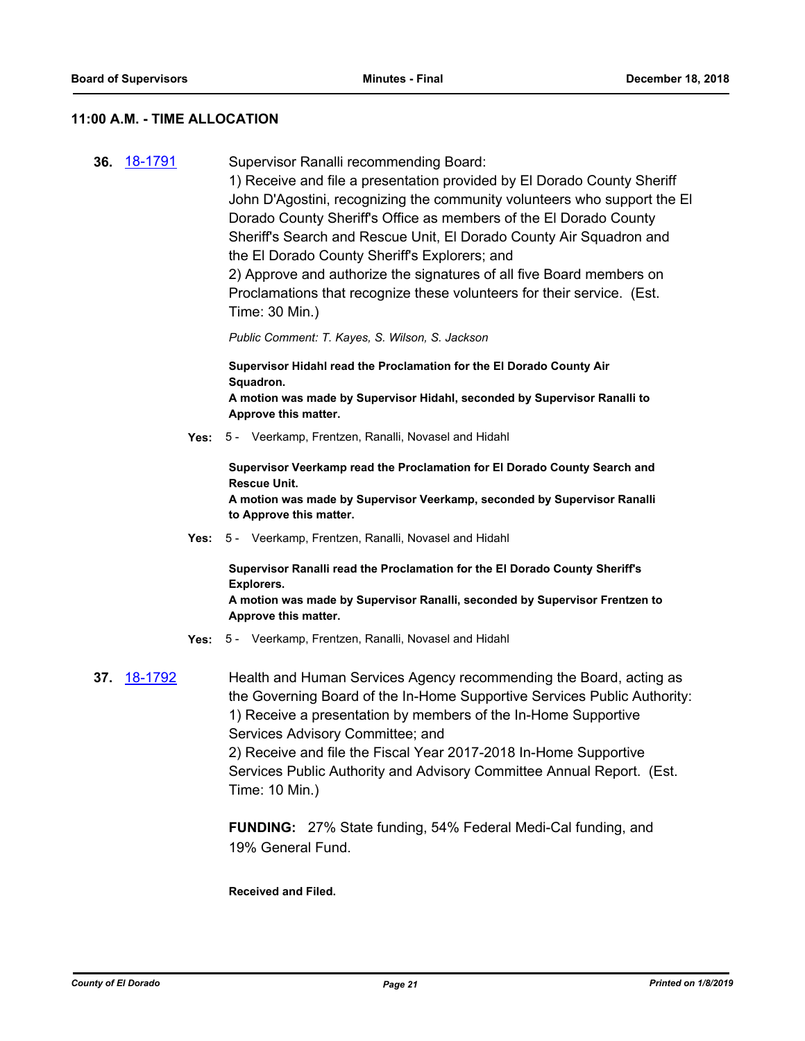## 11:00 A.M. - TIME ALLOCATION

**36.** [18-1791](18-1791)

Supervisor Ranalli recommending Board:
1) Receive and file a presentation provided by El Dorado County Sheriff John D'Agostini, recognizing the community volunteers who support the El Dorado County Sheriff's Office as members of the El Dorado County Sheriff's Search and Rescue Unit, El Dorado County Air Squadron and the El Dorado County Sheriff's Explorers; and
2) Approve and authorize the signatures of all five Board members on Proclamations that recognize these volunteers for their service. (Est. Time: 30 Min.)

*Public Comment: T. Kayes, S. Wilson, S. Jackson*

**Supervisor Hidahl read the Proclamation for the El Dorado County Air Squadron.**
**A motion was made by Supervisor Hidahl, seconded by Supervisor Ranalli to Approve this matter.**

**Yes:** 5 - Veerkamp, Frentzen, Ranalli, Novasel and Hidahl

**Supervisor Veerkamp read the Proclamation for El Dorado County Search and Rescue Unit.**
**A motion was made by Supervisor Veerkamp, seconded by Supervisor Ranalli to Approve this matter.**

**Yes:** 5 - Veerkamp, Frentzen, Ranalli, Novasel and Hidahl

**Supervisor Ranalli read the Proclamation for the El Dorado County Sheriff's Explorers.**
**A motion was made by Supervisor Ranalli, seconded by Supervisor Frentzen to Approve this matter.**

**Yes:** 5 - Veerkamp, Frentzen, Ranalli, Novasel and Hidahl

**37.** [18-1792](18-1792)

Health and Human Services Agency recommending the Board, acting as the Governing Board of the In-Home Supportive Services Public Authority:
1) Receive a presentation by members of the In-Home Supportive Services Advisory Committee; and
2) Receive and file the Fiscal Year 2017-2018 In-Home Supportive Services Public Authority and Advisory Committee Annual Report. (Est. Time: 10 Min.)

**FUNDING:** 27% State funding, 54% Federal Medi-Cal funding, and 19% General Fund.

**Received and Filed.**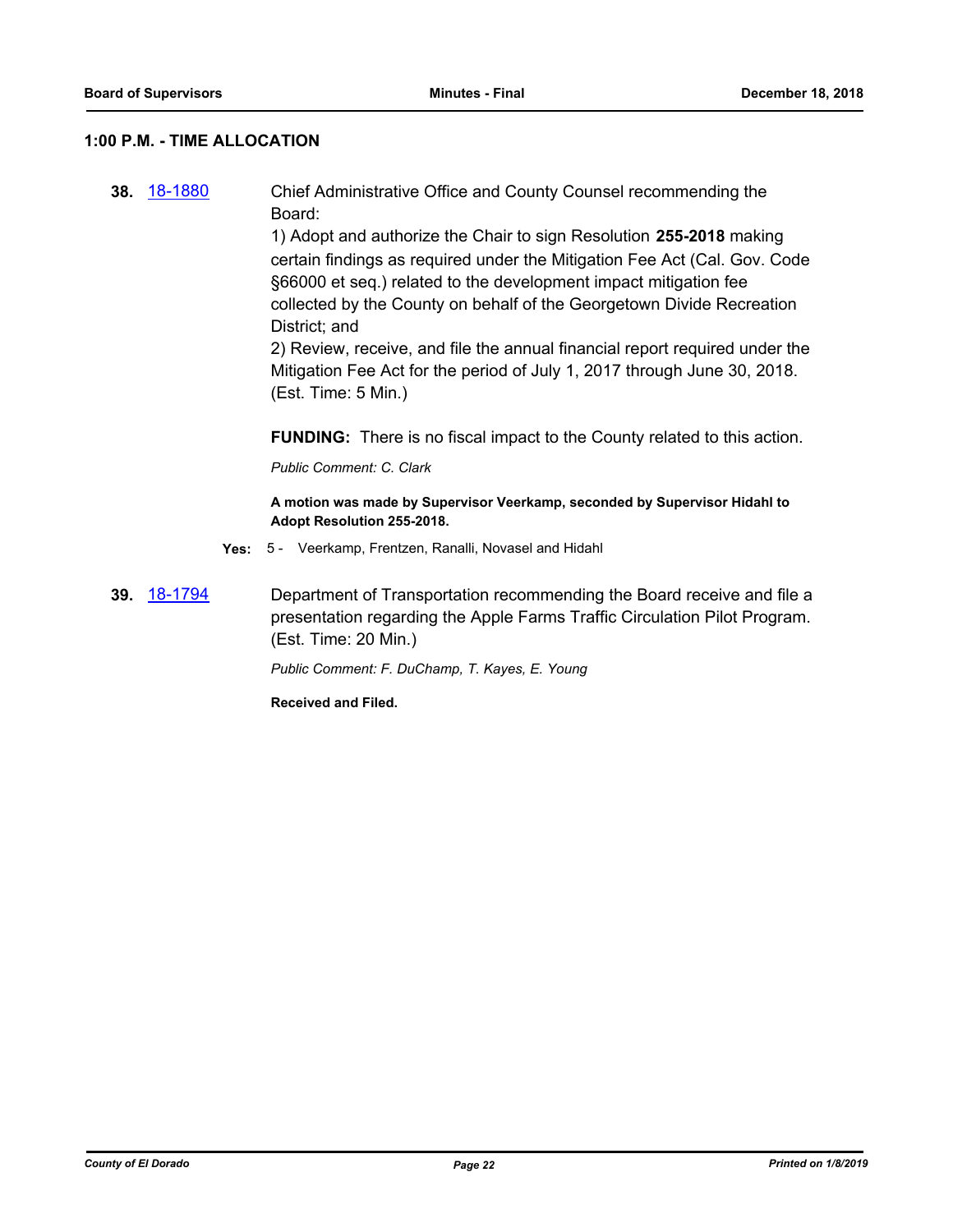## 1:00 P.M. - TIME ALLOCATION

**38.** 18-1880 Chief Administrative Office and County Counsel recommending the Board:
1) Adopt and authorize the Chair to sign Resolution **255-2018** making certain findings as required under the Mitigation Fee Act (Cal. Gov. Code §66000 et seq.) related to the development impact mitigation fee collected by the County on behalf of the Georgetown Divide Recreation District; and
2) Review, receive, and file the annual financial report required under the Mitigation Fee Act for the period of July 1, 2017 through June 30, 2018. (Est. Time: 5 Min.)

**FUNDING:** There is no fiscal impact to the County related to this action.

*Public Comment: C. Clark*

**A motion was made by Supervisor Veerkamp, seconded by Supervisor Hidahl to Adopt Resolution 255-2018.**

**Yes:** 5 - Veerkamp, Frentzen, Ranalli, Novasel and Hidahl

**39.** 18-1794 Department of Transportation recommending the Board receive and file a presentation regarding the Apple Farms Traffic Circulation Pilot Program. (Est. Time: 20 Min.)

*Public Comment: F. DuChamp, T. Kayes, E. Young*

**Received and Filed.**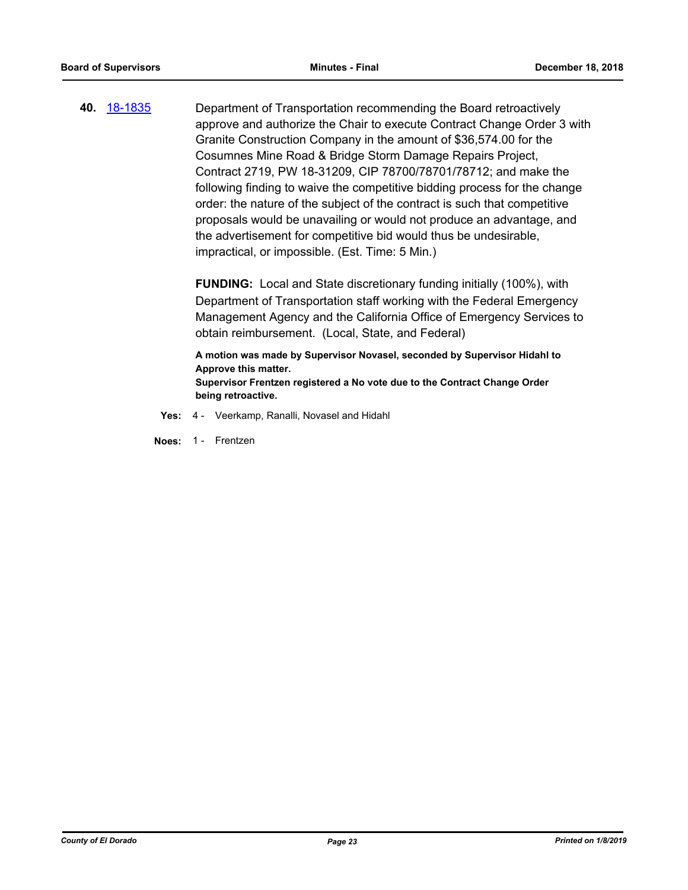**40.** 18-1835

Department of Transportation recommending the Board retroactively approve and authorize the Chair to execute Contract Change Order 3 with Granite Construction Company in the amount of $36,574.00 for the Cosumnes Mine Road & Bridge Storm Damage Repairs Project, Contract 2719, PW 18-31209, CIP 78700/78701/78712; and make the following finding to waive the competitive bidding process for the change order: the nature of the subject of the contract is such that competitive proposals would be unavailing or would not produce an advantage, and the advertisement for competitive bid would thus be undesirable, impractical, or impossible. (Est. Time: 5 Min.)

**FUNDING:** Local and State discretionary funding initially (100%), with Department of Transportation staff working with the Federal Emergency Management Agency and the California Office of Emergency Services to obtain reimbursement. (Local, State, and Federal)

**A motion was made by Supervisor Novasel, seconded by Supervisor Hidahl to Approve this matter.**
**Supervisor Frentzen registered a No vote due to the Contract Change Order being retroactive.**

**Yes:** 4 - Veerkamp, Ranalli, Novasel and Hidahl

**Noes:** 1 - Frentzen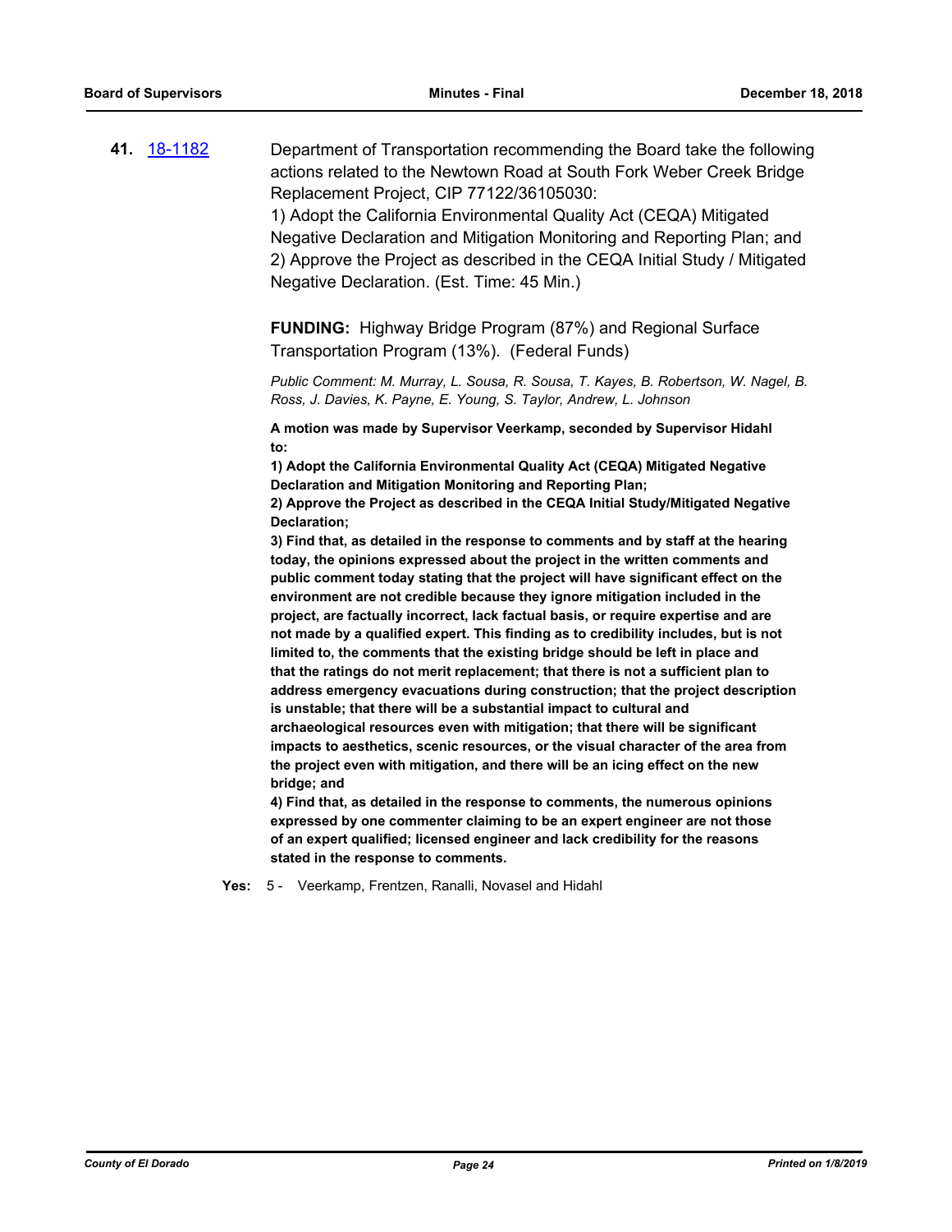**41.** 18-1182 Department of Transportation recommending the Board take the following actions related to the Newtown Road at South Fork Weber Creek Bridge Replacement Project, CIP 77122/36105030:

1) Adopt the California Environmental Quality Act (CEQA) Mitigated Negative Declaration and Mitigation Monitoring and Reporting Plan; and

2) Approve the Project as described in the CEQA Initial Study / Mitigated Negative Declaration. (Est. Time: 45 Min.)

**FUNDING:** Highway Bridge Program (87%) and Regional Surface Transportation Program (13%). (Federal Funds)

*Public Comment: M. Murray, L. Sousa, R. Sousa, T. Kayes, B. Robertson, W. Nagel, B. Ross, J. Davies, K. Payne, E. Young, S. Taylor, Andrew, L. Johnson*

**A motion was made by Supervisor Veerkamp, seconded by Supervisor Hidahl to:**

**1) Adopt the California Environmental Quality Act (CEQA) Mitigated Negative Declaration and Mitigation Monitoring and Reporting Plan;**

**2) Approve the Project as described in the CEQA Initial Study/Mitigated Negative Declaration;**

**3) Find that, as detailed in the response to comments and by staff at the hearing today, the opinions expressed about the project in the written comments and public comment today stating that the project will have significant effect on the environment are not credible because they ignore mitigation included in the project, are factually incorrect, lack factual basis, or require expertise and are not made by a qualified expert. This finding as to credibility includes, but is not limited to, the comments that the existing bridge should be left in place and that the ratings do not merit replacement; that there is not a sufficient plan to address emergency evacuations during construction; that the project description is unstable; that there will be a substantial impact to cultural and archaeological resources even with mitigation; that there will be significant impacts to aesthetics, scenic resources, or the visual character of the area from the project even with mitigation, and there will be an icing effect on the new bridge; and**

**4) Find that, as detailed in the response to comments, the numerous opinions expressed by one commenter claiming to be an expert engineer are not those of an expert qualified; licensed engineer and lack credibility for the reasons stated in the response to comments.**

**Yes:** 5 - Veerkamp, Frentzen, Ranalli, Novasel and Hidahl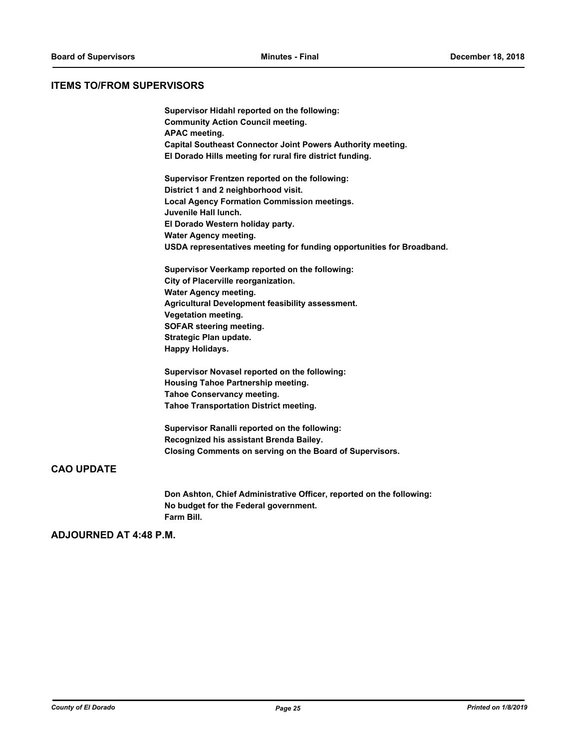## ITEMS TO/FROM SUPERVISORS

**Supervisor Hidahl reported on the following:**
**Community Action Council meeting.**
**APAC meeting.**
**Capital Southeast Connector Joint Powers Authority meeting.**
**El Dorado Hills meeting for rural fire district funding.**

**Supervisor Frentzen reported on the following:**
**District 1 and 2 neighborhood visit.**
**Local Agency Formation Commission meetings.**
**Juvenile Hall lunch.**
**El Dorado Western holiday party.**
**Water Agency meeting.**
**USDA representatives meeting for funding opportunities for Broadband.**

**Supervisor Veerkamp reported on the following:**
**City of Placerville reorganization.**
**Water Agency meeting.**
**Agricultural Development feasibility assessment.**
**Vegetation meeting.**
**SOFAR steering meeting.**
**Strategic Plan update.**
**Happy Holidays.**

**Supervisor Novasel reported on the following:**
**Housing Tahoe Partnership meeting.**
**Tahoe Conservancy meeting.**
**Tahoe Transportation District meeting.**

**Supervisor Ranalli reported on the following:**
**Recognized his assistant Brenda Bailey.**
**Closing Comments on serving on the Board of Supervisors.**

## CAO UPDATE

**Don Ashton, Chief Administrative Officer, reported on the following:**
**No budget for the Federal government.**
**Farm Bill.**

## ADJOURNED AT 4:48 P.M.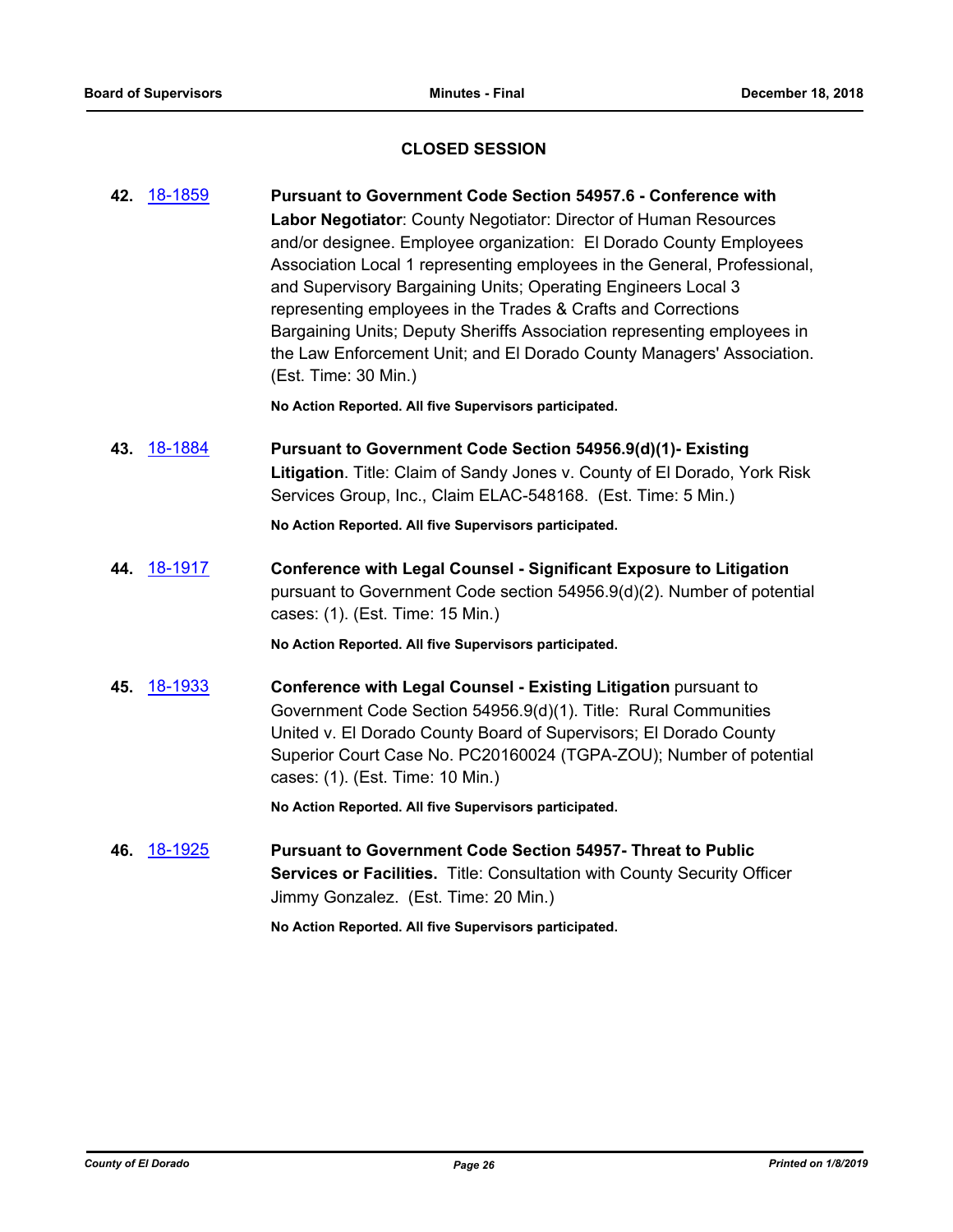## CLOSED SESSION

**42.** 18-1859 **Pursuant to Government Code Section 54957.6 - Conference with Labor Negotiator**: County Negotiator: Director of Human Resources and/or designee. Employee organization: El Dorado County Employees Association Local 1 representing employees in the General, Professional, and Supervisory Bargaining Units; Operating Engineers Local 3 representing employees in the Trades & Crafts and Corrections Bargaining Units; Deputy Sheriffs Association representing employees in the Law Enforcement Unit; and El Dorado County Managers' Association. (Est. Time: 30 Min.)

**No Action Reported. All five Supervisors participated.**

**43.** 18-1884 **Pursuant to Government Code Section 54956.9(d)(1)- Existing Litigation**. Title: Claim of Sandy Jones v. County of El Dorado, York Risk Services Group, Inc., Claim ELAC-548168. (Est. Time: 5 Min.)

**No Action Reported. All five Supervisors participated.**

**44.** 18-1917 **Conference with Legal Counsel - Significant Exposure to Litigation** pursuant to Government Code section 54956.9(d)(2). Number of potential cases: (1). (Est. Time: 15 Min.)

**No Action Reported. All five Supervisors participated.**

**45.** 18-1933 **Conference with Legal Counsel - Existing Litigation** pursuant to Government Code Section 54956.9(d)(1). Title: Rural Communities United v. El Dorado County Board of Supervisors; El Dorado County Superior Court Case No. PC20160024 (TGPA-ZOU); Number of potential cases: (1). (Est. Time: 10 Min.)

**No Action Reported. All five Supervisors participated.**

**46.** 18-1925 **Pursuant to Government Code Section 54957- Threat to Public Services or Facilities.** Title: Consultation with County Security Officer Jimmy Gonzalez. (Est. Time: 20 Min.)

**No Action Reported. All five Supervisors participated.**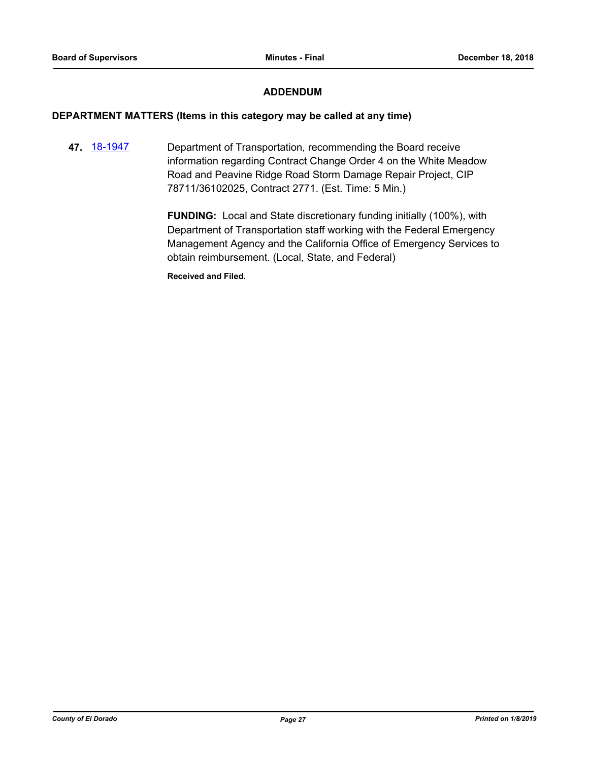## ADDENDUM

### DEPARTMENT MATTERS (Items in this category may be called at any time)

**47.** 18-1947 Department of Transportation, recommending the Board receive information regarding Contract Change Order 4 on the White Meadow Road and Peavine Ridge Road Storm Damage Repair Project, CIP 78711/36102025, Contract 2771. (Est. Time: 5 Min.)

**FUNDING:** Local and State discretionary funding initially (100%), with Department of Transportation staff working with the Federal Emergency Management Agency and the California Office of Emergency Services to obtain reimbursement. (Local, State, and Federal)

**Received and Filed.**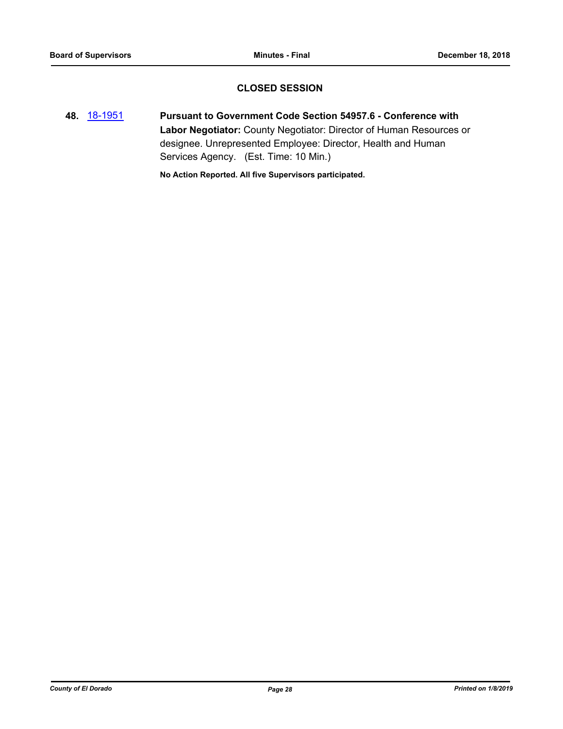## CLOSED SESSION

**48.** 18-1951 **Pursuant to Government Code Section 54957.6 - Conference with Labor Negotiator:** County Negotiator: Director of Human Resources or designee. Unrepresented Employee: Director, Health and Human Services Agency. (Est. Time: 10 Min.)

**No Action Reported. All five Supervisors participated.**